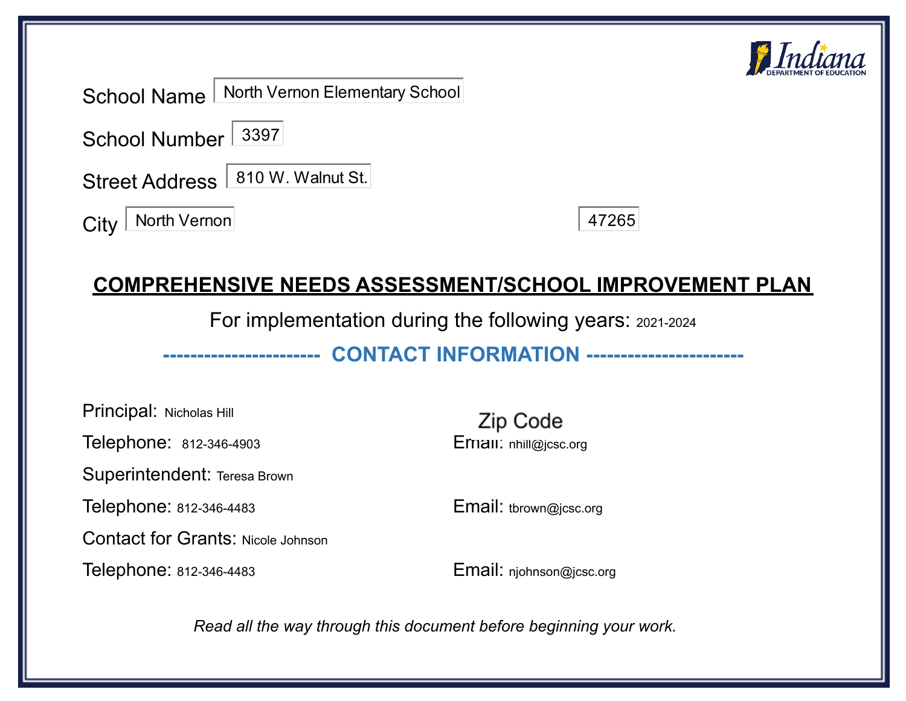School Name: North Vernon Elementary School

School Number: 3397

Street Address: 810 W. Walnut St.

City: North Vernon

Zip Code: 47265

# COMPREHENSIVE NEEDS ASSESSMENT/SCHOOL IMPROVEMENT PLAN

For implementation during the following years: 2021-2024

## ---------------------- CONTACT INFORMATION ----------------------

Principal: Nicholas Hill

Telephone: 812-346-4903

Email: nhill@jcsc.org

Superintendent: Teresa Brown

Telephone: 812-346-4483

Email: tbrown@jcsc.org

Contact for Grants: Nicole Johnson

Telephone: 812-346-4483

Email: njohnson@jcsc.org

*Read all the way through this document before beginning your work.*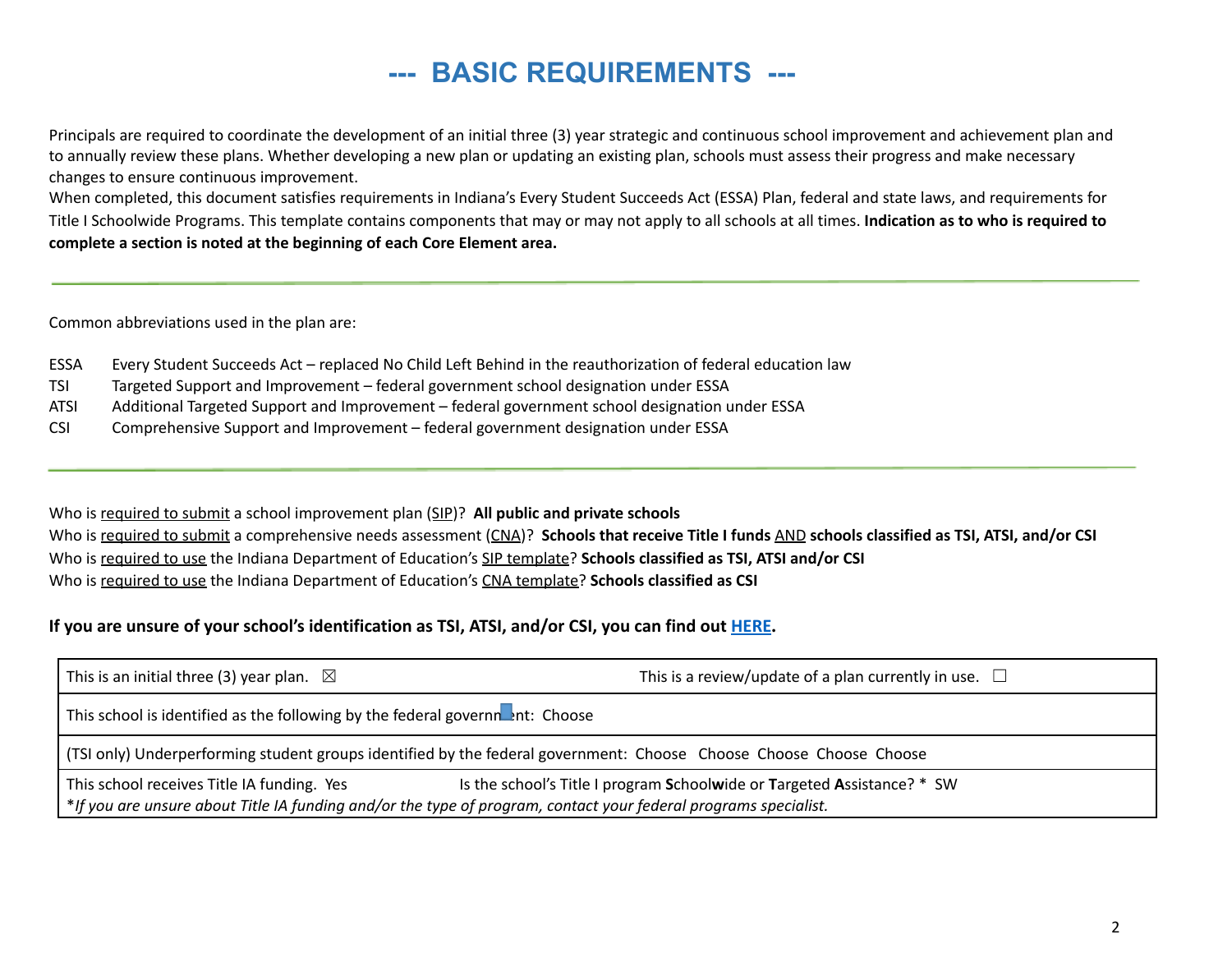# --- BASIC REQUIREMENTS ---

Principals are required to coordinate the development of an initial three (3) year strategic and continuous school improvement and achievement plan and to annually review these plans. Whether developing a new plan or updating an existing plan, schools must assess their progress and make necessary changes to ensure continuous improvement.

When completed, this document satisfies requirements in Indiana's Every Student Succeeds Act (ESSA) Plan, federal and state laws, and requirements for Title I Schoolwide Programs. This template contains components that may or may not apply to all schools at all times. **Indication as to who is required to complete a section is noted at the beginning of each Core Element area.**

---

Common abbreviations used in the plan are:

- ESSA — Every Student Succeeds Act – replaced No Child Left Behind in the reauthorization of federal education law
- TSI — Targeted Support and Improvement – federal government school designation under ESSA
- ATSI — Additional Targeted Support and Improvement – federal government school designation under ESSA
- CSI — Comprehensive Support and Improvement – federal government designation under ESSA

---

Who is required to submit a school improvement plan (SIP)? **All public and private schools**
Who is required to submit a comprehensive needs assessment (CNA)? **Schools that receive Title I funds AND schools classified as TSI, ATSI, and/or CSI**
Who is required to use the Indiana Department of Education's SIP template? **Schools classified as TSI, ATSI and/or CSI**
Who is required to use the Indiana Department of Education's CNA template? **Schools classified as CSI**

**If you are unsure of your school's identification as TSI, ATSI, and/or CSI, you can find out HERE.**

| | |
|---|---|
| This is an initial three (3) year plan. ☒ | This is a review/update of a plan currently in use. ☐ |
| This school is identified as the following by the federal government: Choose | |
| (TSI only) Underperforming student groups identified by the federal government: Choose Choose Choose Choose Choose | |
| This school receives Title IA funding. Yes | Is the school's Title I program **S**chool**w**ide or **T**argeted **A**ssistance? * SW |
| **If you are unsure about Title IA funding and/or the type of program, contact your federal programs specialist.* | |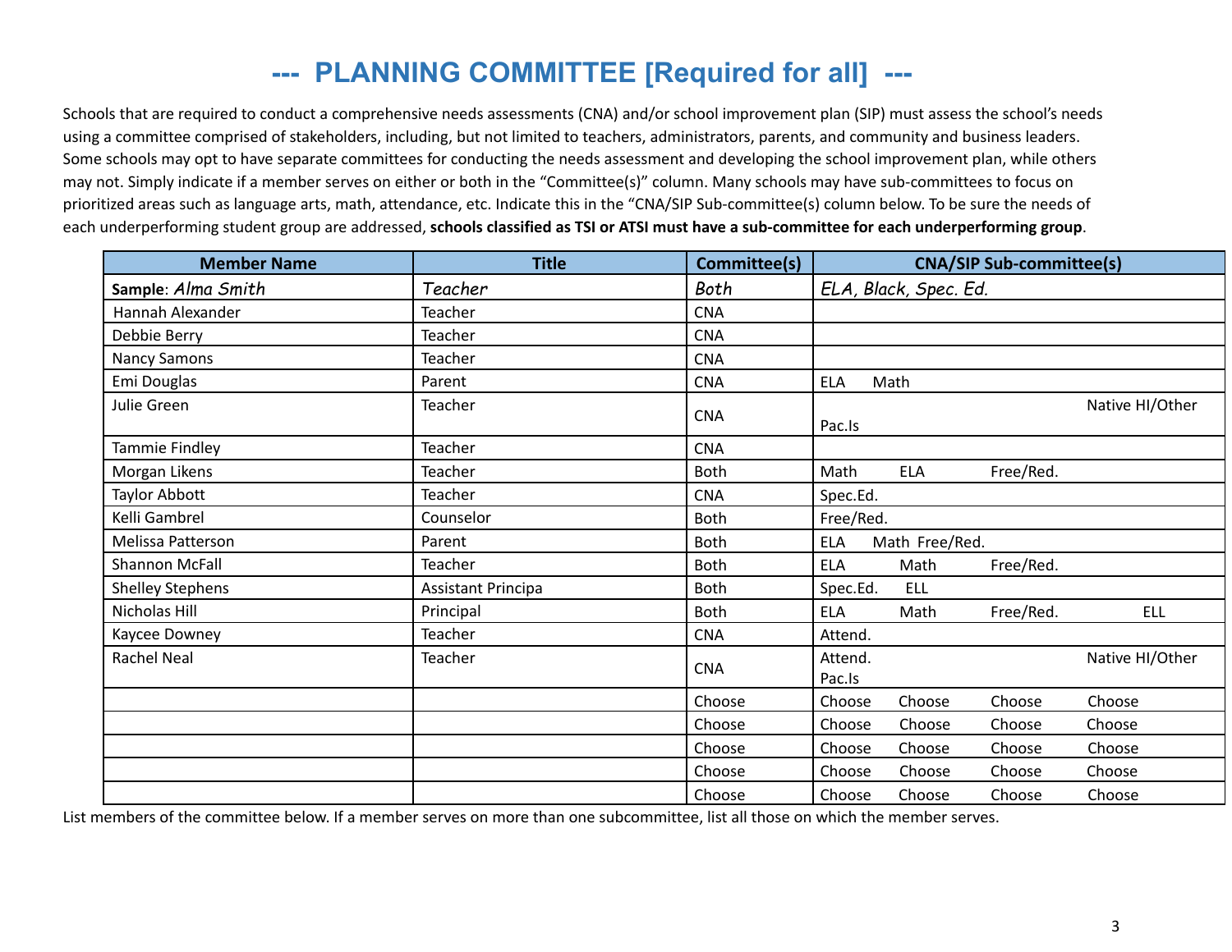# --- PLANNING COMMITTEE [Required for all] ---

Schools that are required to conduct a comprehensive needs assessments (CNA) and/or school improvement plan (SIP) must assess the school's needs using a committee comprised of stakeholders, including, but not limited to teachers, administrators, parents, and community and business leaders. Some schools may opt to have separate committees for conducting the needs assessment and developing the school improvement plan, while others may not. Simply indicate if a member serves on either or both in the "Committee(s)" column. Many schools may have sub-committees to focus on prioritized areas such as language arts, math, attendance, etc. Indicate this in the "CNA/SIP Sub-committee(s) column below. To be sure the needs of each underperforming student group are addressed, **schools classified as TSI or ATSI must have a sub-committee for each underperforming group**.

| Member Name | Title | Committee(s) | CNA/SIP Sub-committee(s) |
|---|---|---|---|
| **Sample**: *Alma Smith* | *Teacher* | *Both* | *ELA, Black, Spec. Ed.* |
| Hannah Alexander | Teacher | CNA | |
| Debbie Berry | Teacher | CNA | |
| Nancy Samons | Teacher | CNA | |
| Emi Douglas | Parent | CNA | ELA Math |
| Julie Green | Teacher | CNA | Native HI/Other Pac.Is |
| Tammie Findley | Teacher | CNA | |
| Morgan Likens | Teacher | Both | Math ELA Free/Red. |
| Taylor Abbott | Teacher | CNA | Spec.Ed. |
| Kelli Gambrel | Counselor | Both | Free/Red. |
| Melissa Patterson | Parent | Both | ELA Math Free/Red. |
| Shannon McFall | Teacher | Both | ELA Math Free/Red. |
| Shelley Stephens | Assistant Principa | Both | Spec.Ed. ELL |
| Nicholas Hill | Principal | Both | ELA Math Free/Red. ELL |
| Kaycee Downey | Teacher | CNA | Attend. |
| Rachel Neal | Teacher | CNA | Attend. Native HI/Other Pac.Is |
| | | Choose | Choose Choose Choose Choose |
| | | Choose | Choose Choose Choose Choose |
| | | Choose | Choose Choose Choose Choose |
| | | Choose | Choose Choose Choose Choose |
| | | Choose | Choose Choose Choose Choose |

List members of the committee below. If a member serves on more than one subcommittee, list all those on which the member serves.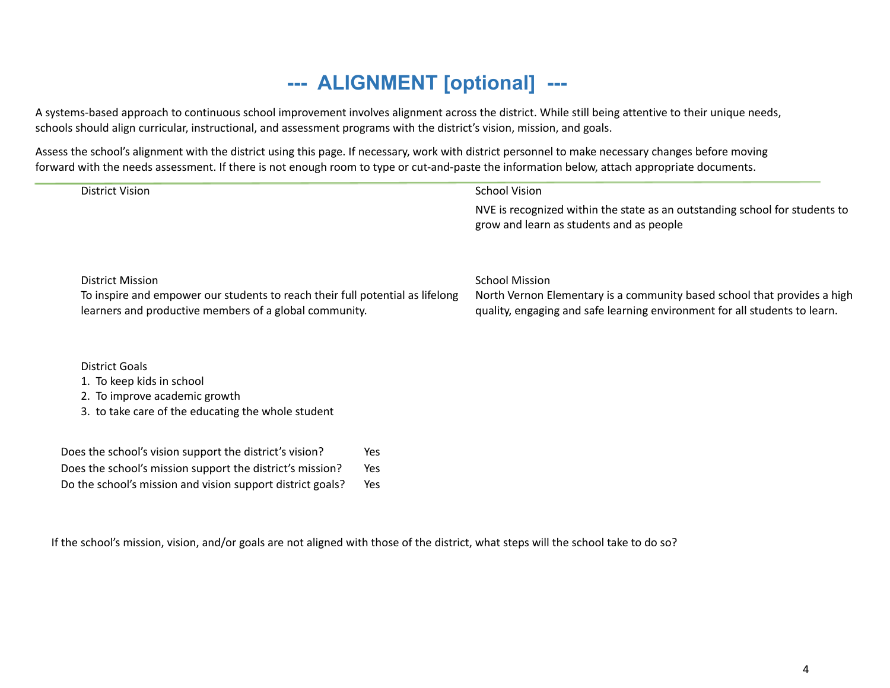# --- ALIGNMENT [optional] ---

A systems-based approach to continuous school improvement involves alignment across the district. While still being attentive to their unique needs, schools should align curricular, instructional, and assessment programs with the district's vision, mission, and goals.

Assess the school's alignment with the district using this page. If necessary, work with district personnel to make necessary changes before moving forward with the needs assessment. If there is not enough room to type or cut-and-paste the information below, attach appropriate documents.

District Vision

School Vision

NVE is recognized within the state as an outstanding school for students to grow and learn as students and as people

District Mission

To inspire and empower our students to reach their full potential as lifelong learners and productive members of a global community.

School Mission

North Vernon Elementary is a community based school that provides a high quality, engaging and safe learning environment for all students to learn.

District Goals

1. To keep kids in school
2. To improve academic growth
3. to take care of the educating the whole student

| | |
|---|---|
| Does the school's vision support the district's vision? | Yes |
| Does the school's mission support the district's mission? | Yes |
| Do the school's mission and vision support district goals? | Yes |

If the school's mission, vision, and/or goals are not aligned with those of the district, what steps will the school take to do so?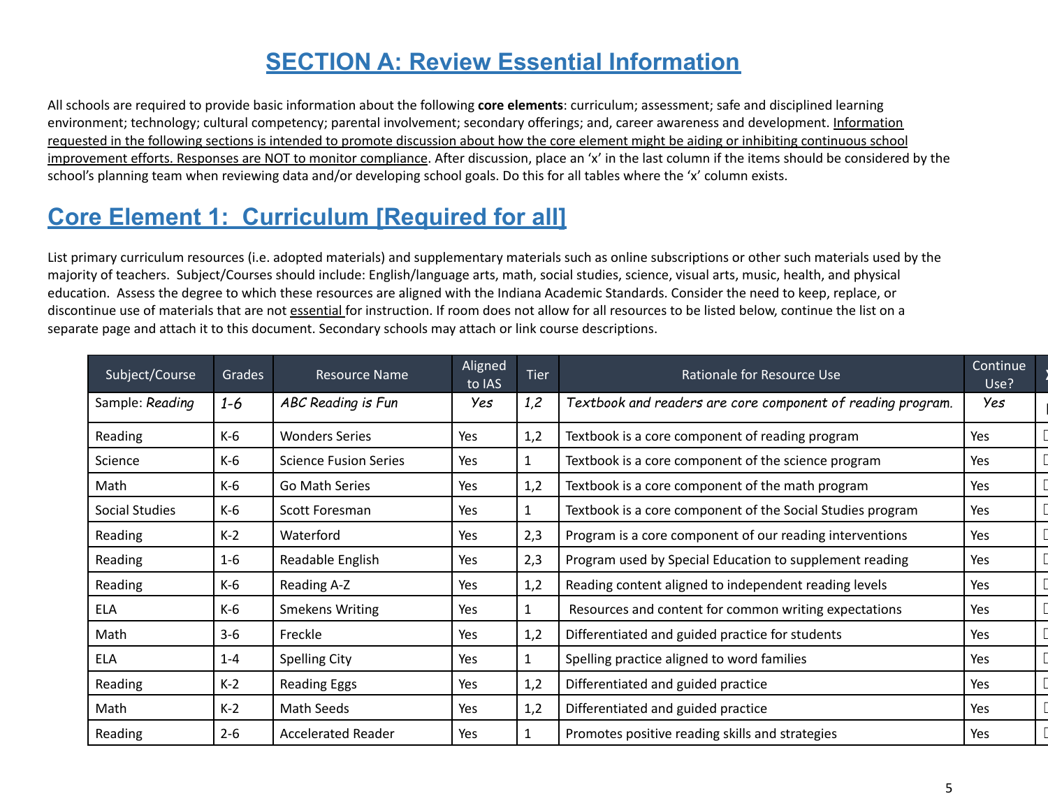# SECTION A: Review Essential Information

All schools are required to provide basic information about the following **core elements**: curriculum; assessment; safe and disciplined learning environment; technology; cultural competency; parental involvement; secondary offerings; and, career awareness and development. Information requested in the following sections is intended to promote discussion about how the core element might be aiding or inhibiting continuous school improvement efforts. Responses are NOT to monitor compliance. After discussion, place an 'x' in the last column if the items should be considered by the school's planning team when reviewing data and/or developing school goals. Do this for all tables where the 'x' column exists.

## Core Element 1: Curriculum [Required for all]

List primary curriculum resources (i.e. adopted materials) and supplementary materials such as online subscriptions or other such materials used by the majority of teachers. Subject/Courses should include: English/language arts, math, social studies, science, visual arts, music, health, and physical education. Assess the degree to which these resources are aligned with the Indiana Academic Standards. Consider the need to keep, replace, or discontinue use of materials that are not essential for instruction. If room does not allow for all resources to be listed below, continue the list on a separate page and attach it to this document. Secondary schools may attach or link course descriptions.

| Subject/Course | Grades | Resource Name | Aligned to IAS | Tier | Rationale for Resource Use | Continue Use? | X |
|---|---|---|---|---|---|---|---|
| Sample: *Reading* | *1-6* | *ABC Reading is Fun* | *Yes* | *1,2* | *Textbook and readers are core component of reading program.* | *Yes* | |
| Reading | K-6 | Wonders Series | Yes | 1,2 | Textbook is a core component of reading program | Yes | ☐ |
| Science | K-6 | Science Fusion Series | Yes | 1 | Textbook is a core component of the science program | Yes | ☐ |
| Math | K-6 | Go Math Series | Yes | 1,2 | Textbook is a core component of the math program | Yes | ☐ |
| Social Studies | K-6 | Scott Foresman | Yes | 1 | Textbook is a core component of the Social Studies program | Yes | ☐ |
| Reading | K-2 | Waterford | Yes | 2,3 | Program is a core component of our reading interventions | Yes | ☐ |
| Reading | 1-6 | Readable English | Yes | 2,3 | Program used by Special Education to supplement reading | Yes | ☐ |
| Reading | K-6 | Reading A-Z | Yes | 1,2 | Reading content aligned to independent reading levels | Yes | ☐ |
| ELA | K-6 | Smekens Writing | Yes | 1 | Resources and content for common writing expectations | Yes | ☐ |
| Math | 3-6 | Freckle | Yes | 1,2 | Differentiated and guided practice for students | Yes | ☐ |
| ELA | 1-4 | Spelling City | Yes | 1 | Spelling practice aligned to word families | Yes | ☐ |
| Reading | K-2 | Reading Eggs | Yes | 1,2 | Differentiated and guided practice | Yes | ☐ |
| Math | K-2 | Math Seeds | Yes | 1,2 | Differentiated and guided practice | Yes | ☐ |
| Reading | 2-6 | Accelerated Reader | Yes | 1 | Promotes positive reading skills and strategies | Yes | ☐ |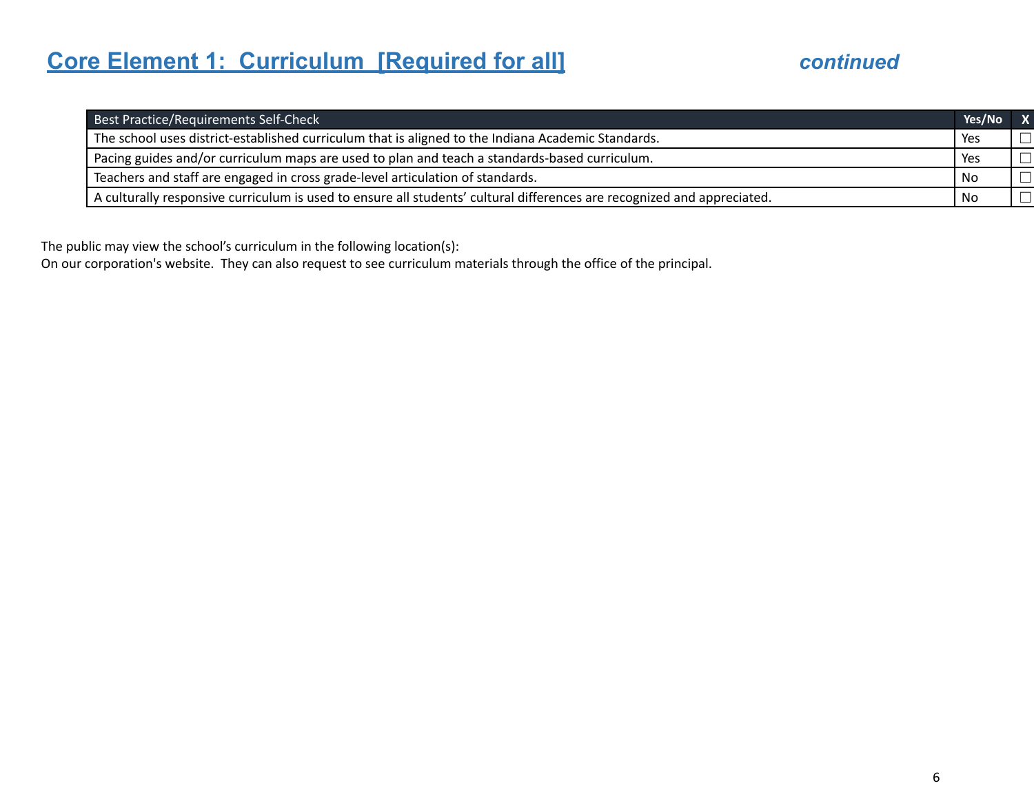## Core Element 1: Curriculum [Required for all] *continued*

| Best Practice/Requirements Self-Check | Yes/No | X |
|---|---|---|
| The school uses district-established curriculum that is aligned to the Indiana Academic Standards. | Yes | ☐ |
| Pacing guides and/or curriculum maps are used to plan and teach a standards-based curriculum. | Yes | ☐ |
| Teachers and staff are engaged in cross grade-level articulation of standards. | No | ☐ |
| A culturally responsive curriculum is used to ensure all students' cultural differences are recognized and appreciated. | No | ☐ |

The public may view the school's curriculum in the following location(s):
On our corporation's website. They can also request to see curriculum materials through the office of the principal.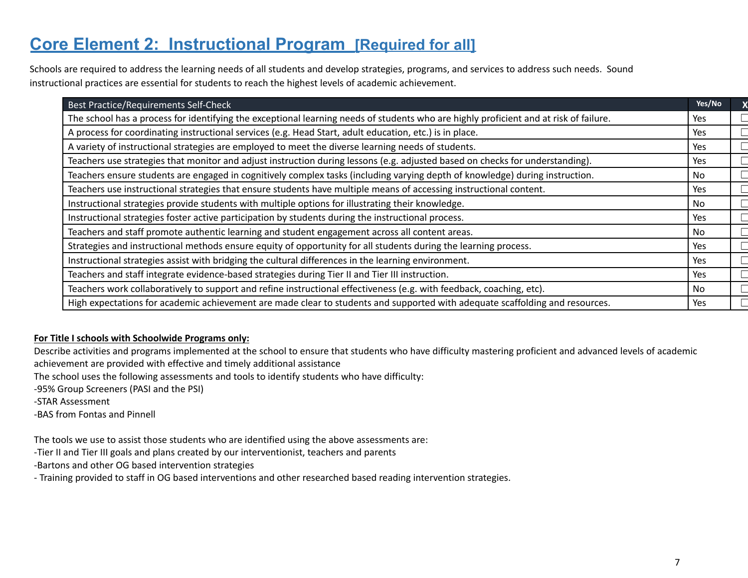# Core Element 2: Instructional Program [Required for all]

Schools are required to address the learning needs of all students and develop strategies, programs, and services to address such needs. Sound instructional practices are essential for students to reach the highest levels of academic achievement.

| Best Practice/Requirements Self-Check | Yes/No | X |
|---|---|---|
| The school has a process for identifying the exceptional learning needs of students who are highly proficient and at risk of failure. | Yes | ☐ |
| A process for coordinating instructional services (e.g. Head Start, adult education, etc.) is in place. | Yes | ☐ |
| A variety of instructional strategies are employed to meet the diverse learning needs of students. | Yes | ☐ |
| Teachers use strategies that monitor and adjust instruction during lessons (e.g. adjusted based on checks for understanding). | Yes | ☐ |
| Teachers ensure students are engaged in cognitively complex tasks (including varying depth of knowledge) during instruction. | No | ☐ |
| Teachers use instructional strategies that ensure students have multiple means of accessing instructional content. | Yes | ☐ |
| Instructional strategies provide students with multiple options for illustrating their knowledge. | No | ☐ |
| Instructional strategies foster active participation by students during the instructional process. | Yes | ☐ |
| Teachers and staff promote authentic learning and student engagement across all content areas. | No | ☐ |
| Strategies and instructional methods ensure equity of opportunity for all students during the learning process. | Yes | ☐ |
| Instructional strategies assist with bridging the cultural differences in the learning environment. | Yes | ☐ |
| Teachers and staff integrate evidence-based strategies during Tier II and Tier III instruction. | Yes | ☐ |
| Teachers work collaboratively to support and refine instructional effectiveness (e.g. with feedback, coaching, etc). | No | ☐ |
| High expectations for academic achievement are made clear to students and supported with adequate scaffolding and resources. | Yes | ☐ |

**For Title I schools with Schoolwide Programs only:**

Describe activities and programs implemented at the school to ensure that students who have difficulty mastering proficient and advanced levels of academic achievement are provided with effective and timely additional assistance

The school uses the following assessments and tools to identify students who have difficulty:

-95% Group Screeners (PASI and the PSI)

-STAR Assessment

-BAS from Fontas and Pinnell

The tools we use to assist those students who are identified using the above assessments are:

-Tier II and Tier III goals and plans created by our interventionist, teachers and parents

-Bartons and other OG based intervention strategies

- Training provided to staff in OG based interventions and other researched based reading intervention strategies.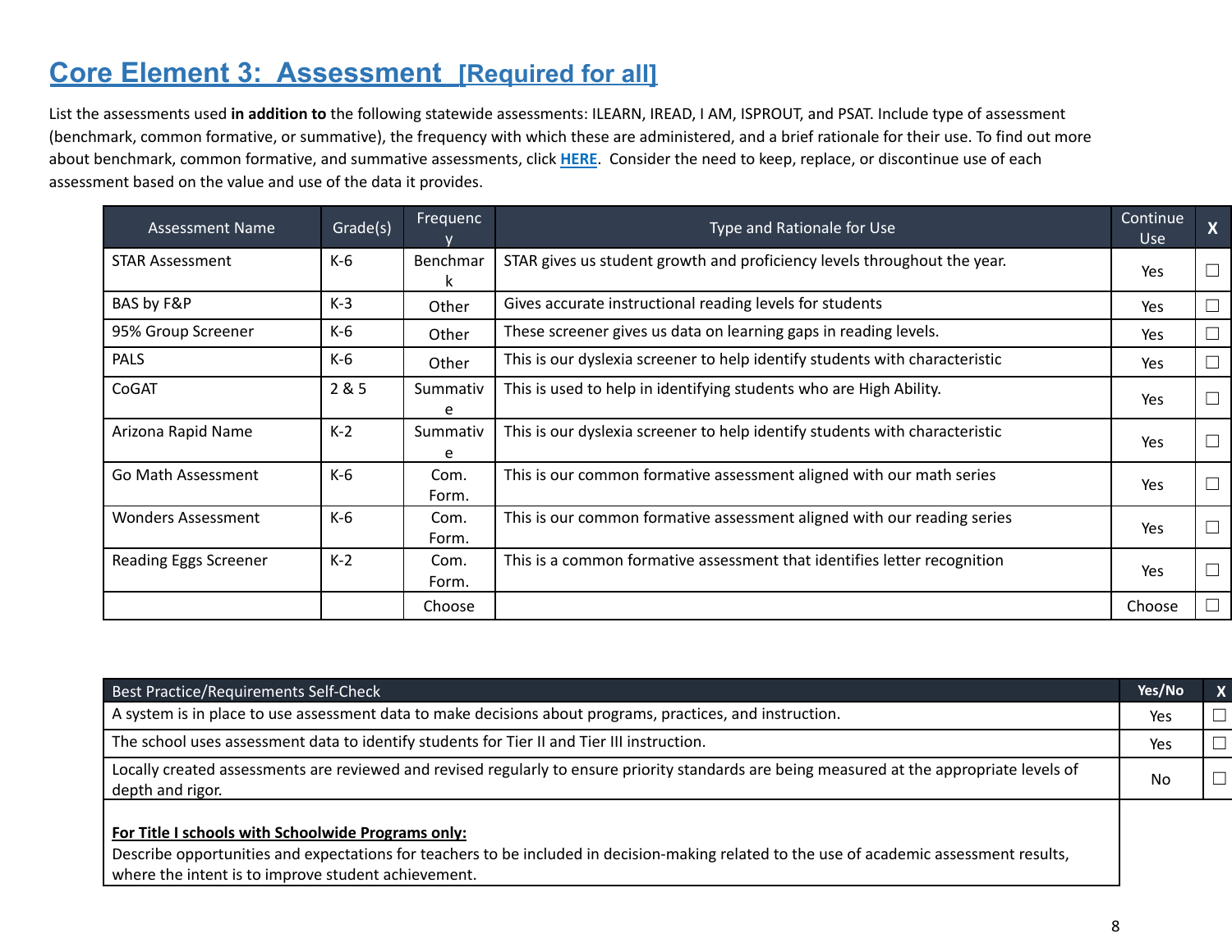# Core Element 3: Assessment [Required for all]

List the assessments used **in addition to** the following statewide assessments: ILEARN, IREAD, I AM, ISPROUT, and PSAT. Include type of assessment (benchmark, common formative, or summative), the frequency with which these are administered, and a brief rationale for their use. To find out more about benchmark, common formative, and summative assessments, click **HERE**. Consider the need to keep, replace, or discontinue use of each assessment based on the value and use of the data it provides.

| Assessment Name | Grade(s) | Frequency | Type and Rationale for Use | Continue Use | X |
|---|---|---|---|---|---|
| STAR Assessment | K-6 | Benchmark | STAR gives us student growth and proficiency levels throughout the year. | Yes | ☐ |
| BAS by F&P | K-3 | Other | Gives accurate instructional reading levels for students | Yes | ☐ |
| 95% Group Screener | K-6 | Other | These screener gives us data on learning gaps in reading levels. | Yes | ☐ |
| PALS | K-6 | Other | This is our dyslexia screener to help identify students with characteristic | Yes | ☐ |
| CoGAT | 2 & 5 | Summative | This is used to help in identifying students who are High Ability. | Yes | ☐ |
| Arizona Rapid Name | K-2 | Summative | This is our dyslexia screener to help identify students with characteristic | Yes | ☐ |
| Go Math Assessment | K-6 | Com. Form. | This is our common formative assessment aligned with our math series | Yes | ☐ |
| Wonders Assessment | K-6 | Com. Form. | This is our common formative assessment aligned with our reading series | Yes | ☐ |
| Reading Eggs Screener | K-2 | Com. Form. | This is a common formative assessment that identifies letter recognition | Yes | ☐ |
| | | Choose | | Choose | ☐ |

| Best Practice/Requirements Self-Check | Yes/No | X |
|---|---|---|
| A system is in place to use assessment data to make decisions about programs, practices, and instruction. | Yes | ☐ |
| The school uses assessment data to identify students for Tier II and Tier III instruction. | Yes | ☐ |
| Locally created assessments are reviewed and revised regularly to ensure priority standards are being measured at the appropriate levels of depth and rigor. | No | ☐ |

**For Title I schools with Schoolwide Programs only:**
Describe opportunities and expectations for teachers to be included in decision-making related to the use of academic assessment results, where the intent is to improve student achievement.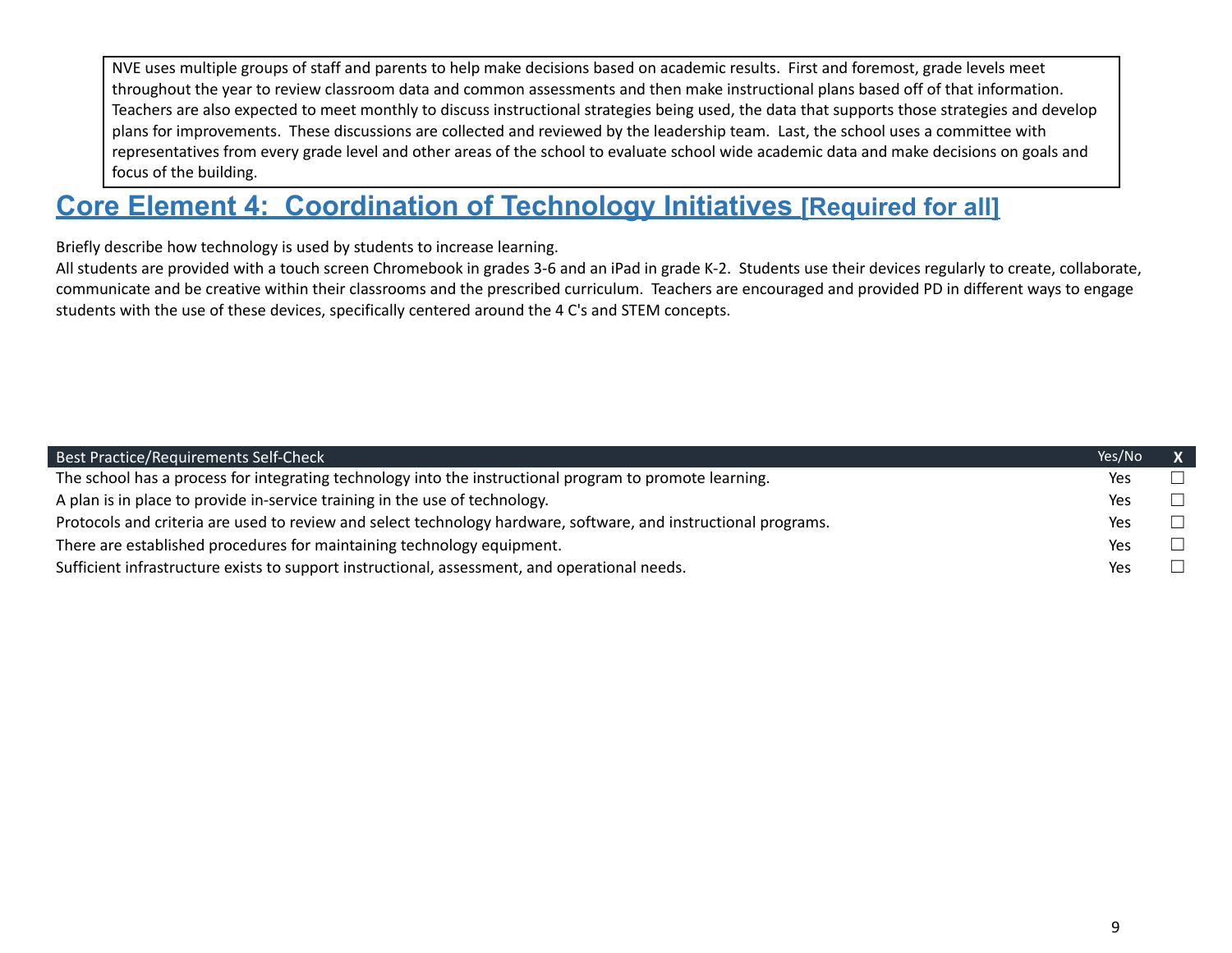NVE uses multiple groups of staff and parents to help make decisions based on academic results. First and foremost, grade levels meet throughout the year to review classroom data and common assessments and then make instructional plans based off of that information. Teachers are also expected to meet monthly to discuss instructional strategies being used, the data that supports those strategies and develop plans for improvements. These discussions are collected and reviewed by the leadership team. Last, the school uses a committee with representatives from every grade level and other areas of the school to evaluate school wide academic data and make decisions on goals and focus of the building.

## Core Element 4: Coordination of Technology Initiatives [Required for all]

Briefly describe how technology is used by students to increase learning.

All students are provided with a touch screen Chromebook in grades 3-6 and an iPad in grade K-2. Students use their devices regularly to create, collaborate, communicate and be creative within their classrooms and the prescribed curriculum. Teachers are encouraged and provided PD in different ways to engage students with the use of these devices, specifically centered around the 4 C's and STEM concepts.

| Best Practice/Requirements Self-Check | Yes/No | X |
|---|---|---|
| The school has a process for integrating technology into the instructional program to promote learning. | Yes | ☐ |
| A plan is in place to provide in-service training in the use of technology. | Yes | ☐ |
| Protocols and criteria are used to review and select technology hardware, software, and instructional programs. | Yes | ☐ |
| There are established procedures for maintaining technology equipment. | Yes | ☐ |
| Sufficient infrastructure exists to support instructional, assessment, and operational needs. | Yes | ☐ |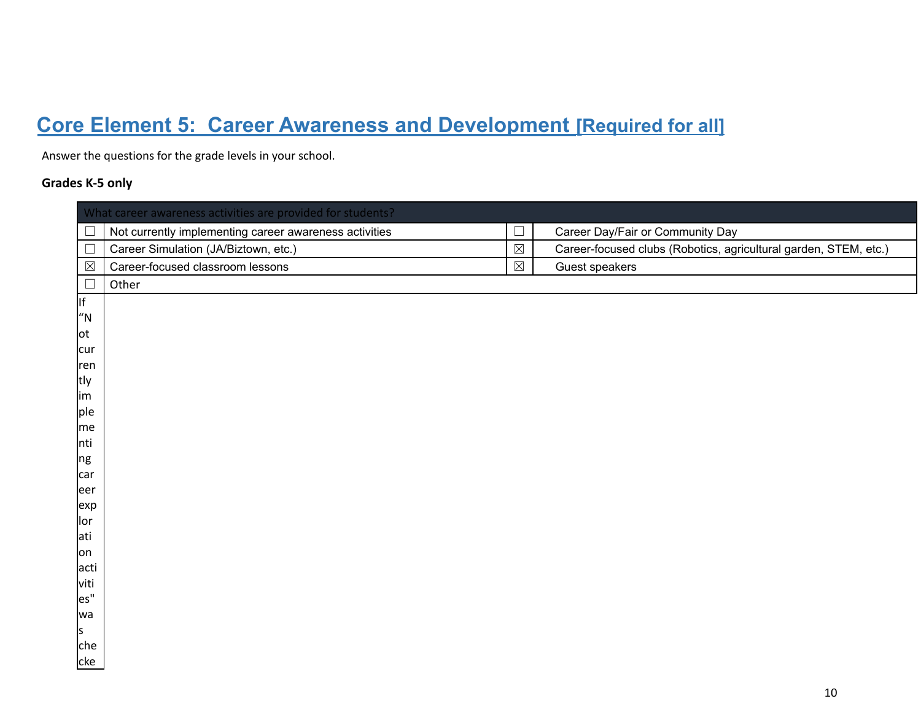## Core Element 5: Career Awareness and Development [Required for all]

Answer the questions for the grade levels in your school.

**Grades K-5 only**

| What career awareness activities are provided for students? | | | |
|---|---|---|---|
| ☐ | Not currently implementing career awareness activities | ☐ | Career Day/Fair or Community Day |
| ☐ | Career Simulation (JA/Biztown, etc.) | ☒ | Career-focused clubs (Robotics, agricultural garden, STEM, etc.) |
| ☒ | Career-focused classroom lessons | ☒ | Guest speakers |
| ☐ | Other | | |

| If “Not currently implementing career exploration activities" was checke | |
|---|---|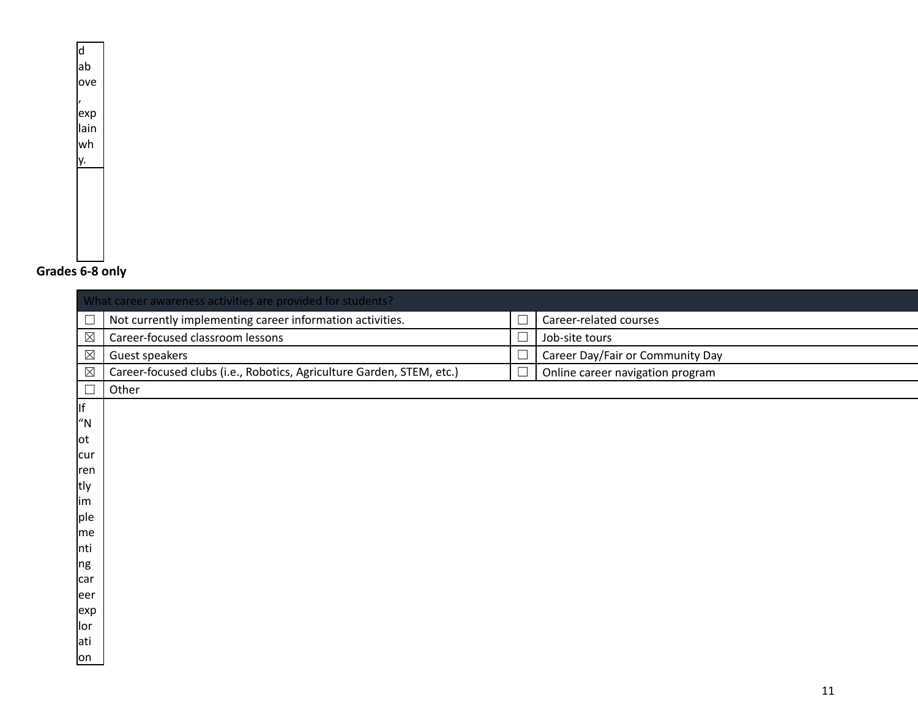| d above, explain why. |
|---|
| |

**Grades 6-8 only**

| What career awareness activities are provided for students? | | | |
|---|---|---|---|
| ☐ | Not currently implementing career information activities. | ☐ | Career-related courses |
| ☒ | Career-focused classroom lessons | ☐ | Job-site tours |
| ☒ | Guest speakers | ☐ | Career Day/Fair or Community Day |
| ☒ | Career-focused clubs (i.e., Robotics, Agriculture Garden, STEM, etc.) | ☐ | Online career navigation program |
| ☐ | Other | | |
| If "Not currently implementing career exploration | | | |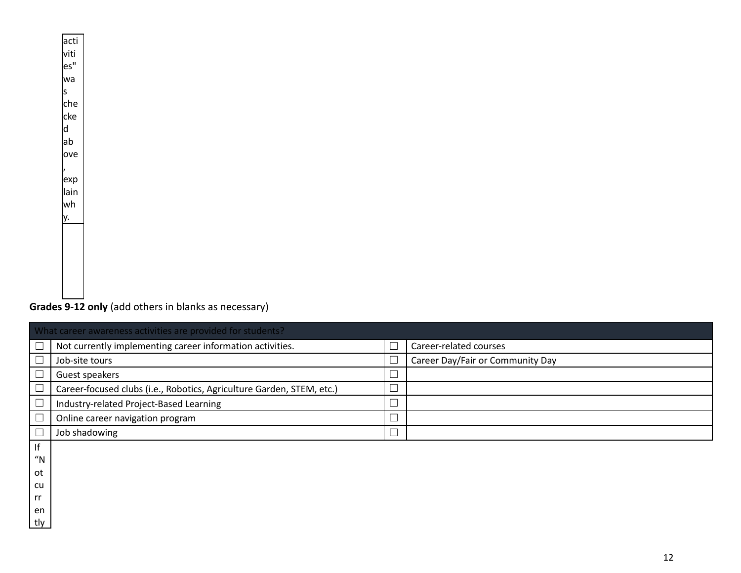| activities" was checked above, explain why. |
|---|
| |

**Grades 9-12 only** (add others in blanks as necessary)

| What career awareness activities are provided for students? | | | |
|---|---|---|---|
| ☐ | Not currently implementing career information activities. | ☐ | Career-related courses |
| ☐ | Job-site tours | ☐ | Career Day/Fair or Community Day |
| ☐ | Guest speakers | ☐ | |
| ☐ | Career-focused clubs (i.e., Robotics, Agriculture Garden, STEM, etc.) | ☐ | |
| ☐ | Industry-related Project-Based Learning | ☐ | |
| ☐ | Online career navigation program | ☐ | |
| ☐ | Job shadowing | ☐ | |

If "Not currently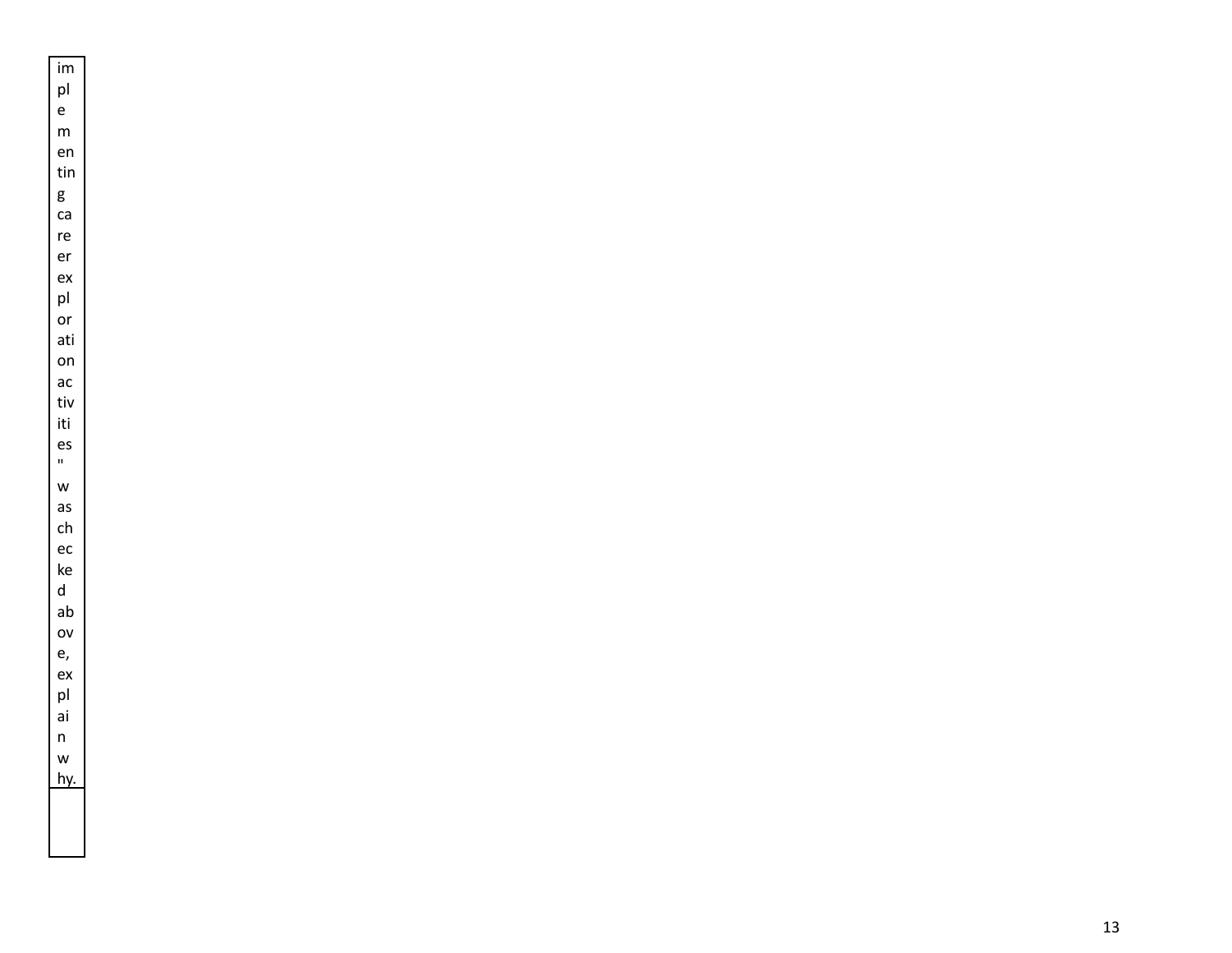| implementing career exploration activities" was checked above, explain why. |
| --- |
| |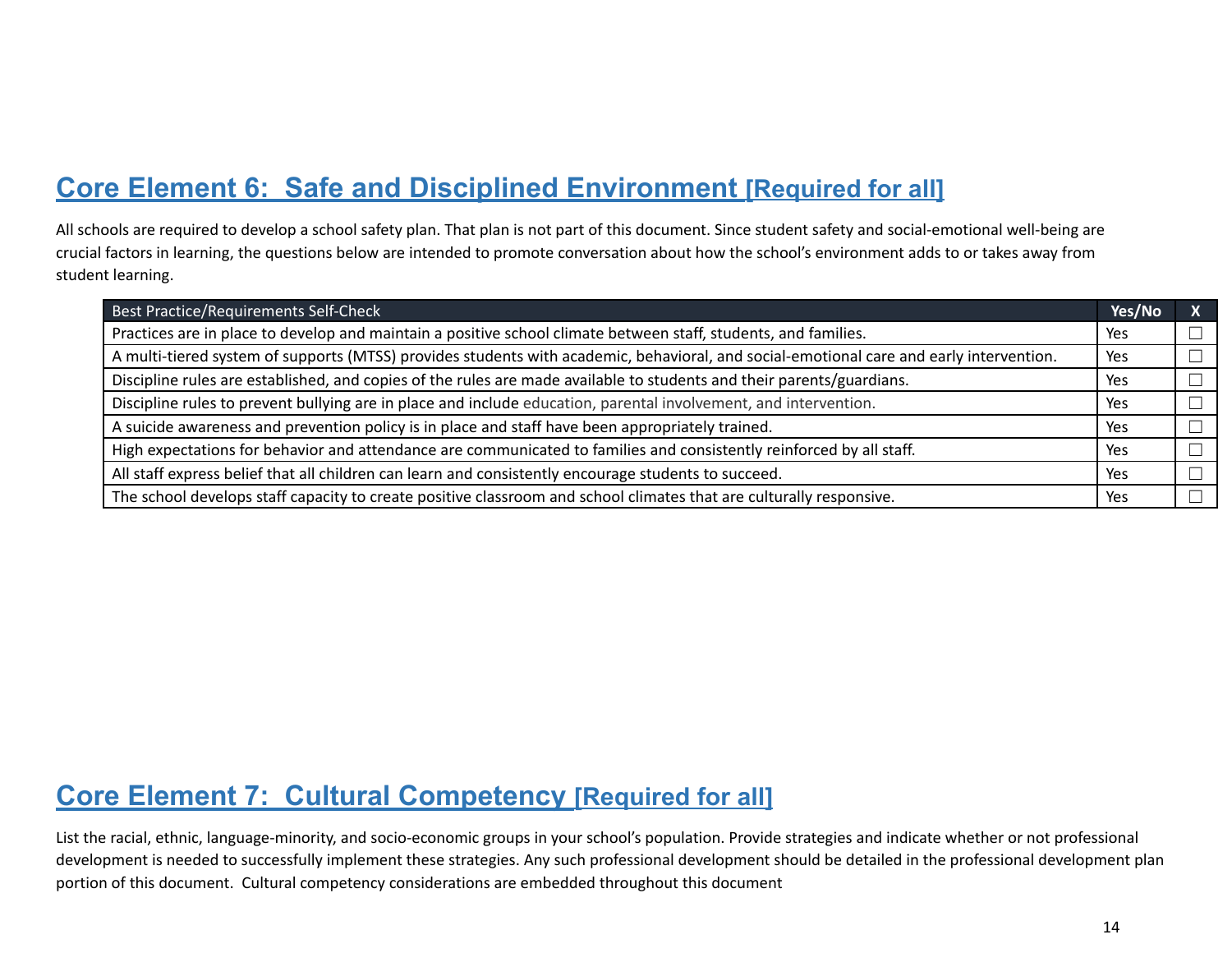## Core Element 6: Safe and Disciplined Environment [Required for all]

All schools are required to develop a school safety plan. That plan is not part of this document. Since student safety and social-emotional well-being are crucial factors in learning, the questions below are intended to promote conversation about how the school's environment adds to or takes away from student learning.

| Best Practice/Requirements Self-Check | Yes/No | X |
|---|---|---|
| Practices are in place to develop and maintain a positive school climate between staff, students, and families. | Yes | ☐ |
| A multi-tiered system of supports (MTSS) provides students with academic, behavioral, and social-emotional care and early intervention. | Yes | ☐ |
| Discipline rules are established, and copies of the rules are made available to students and their parents/guardians. | Yes | ☐ |
| Discipline rules to prevent bullying are in place and include education, parental involvement, and intervention. | Yes | ☐ |
| A suicide awareness and prevention policy is in place and staff have been appropriately trained. | Yes | ☐ |
| High expectations for behavior and attendance are communicated to families and consistently reinforced by all staff. | Yes | ☐ |
| All staff express belief that all children can learn and consistently encourage students to succeed. | Yes | ☐ |
| The school develops staff capacity to create positive classroom and school climates that are culturally responsive. | Yes | ☐ |

## Core Element 7: Cultural Competency [Required for all]

List the racial, ethnic, language-minority, and socio-economic groups in your school's population. Provide strategies and indicate whether or not professional development is needed to successfully implement these strategies. Any such professional development should be detailed in the professional development plan portion of this document. Cultural competency considerations are embedded throughout this document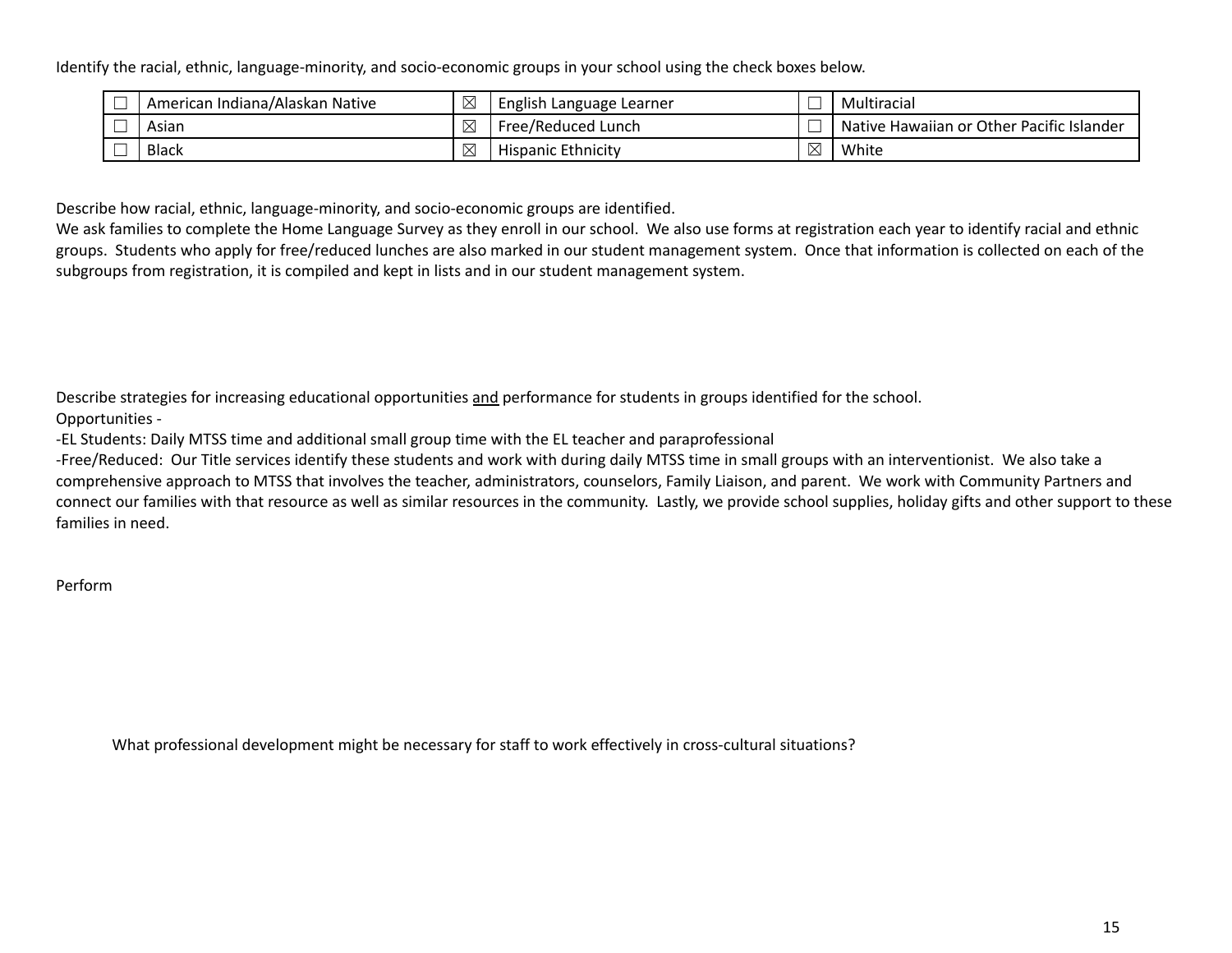Identify the racial, ethnic, language-minority, and socio-economic groups in your school using the check boxes below.

| ☐ | American Indiana/Alaskan Native | ☒ | English Language Learner | ☐ | Multiracial |
|---|---|---|---|---|---|
| ☐ | Asian | ☒ | Free/Reduced Lunch | ☐ | Native Hawaiian or Other Pacific Islander |
| ☐ | Black | ☒ | Hispanic Ethnicity | ☒ | White |

Describe how racial, ethnic, language-minority, and socio-economic groups are identified.

We ask families to complete the Home Language Survey as they enroll in our school. We also use forms at registration each year to identify racial and ethnic groups. Students who apply for free/reduced lunches are also marked in our student management system. Once that information is collected on each of the subgroups from registration, it is compiled and kept in lists and in our student management system.

Describe strategies for increasing educational opportunities <u>and</u> performance for students in groups identified for the school.

Opportunities -

-EL Students: Daily MTSS time and additional small group time with the EL teacher and paraprofessional

-Free/Reduced: Our Title services identify these students and work with during daily MTSS time in small groups with an interventionist. We also take a comprehensive approach to MTSS that involves the teacher, administrators, counselors, Family Liaison, and parent. We work with Community Partners and connect our families with that resource as well as similar resources in the community. Lastly, we provide school supplies, holiday gifts and other support to these families in need.

Perform

What professional development might be necessary for staff to work effectively in cross-cultural situations?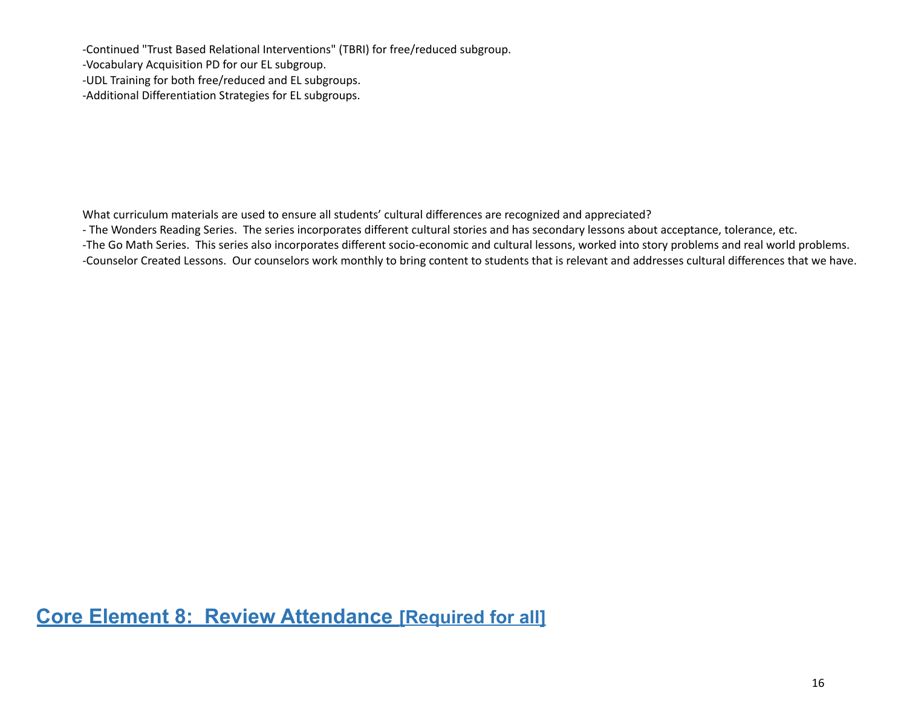-Continued "Trust Based Relational Interventions" (TBRI) for free/reduced subgroup.
-Vocabulary Acquisition PD for our EL subgroup.
-UDL Training for both free/reduced and EL subgroups.
-Additional Differentiation Strategies for EL subgroups.

What curriculum materials are used to ensure all students' cultural differences are recognized and appreciated?
- The Wonders Reading Series. The series incorporates different cultural stories and has secondary lessons about acceptance, tolerance, etc.
-The Go Math Series. This series also incorporates different socio-economic and cultural lessons, worked into story problems and real world problems.
-Counselor Created Lessons. Our counselors work monthly to bring content to students that is relevant and addresses cultural differences that we have.

## Core Element 8: Review Attendance [Required for all]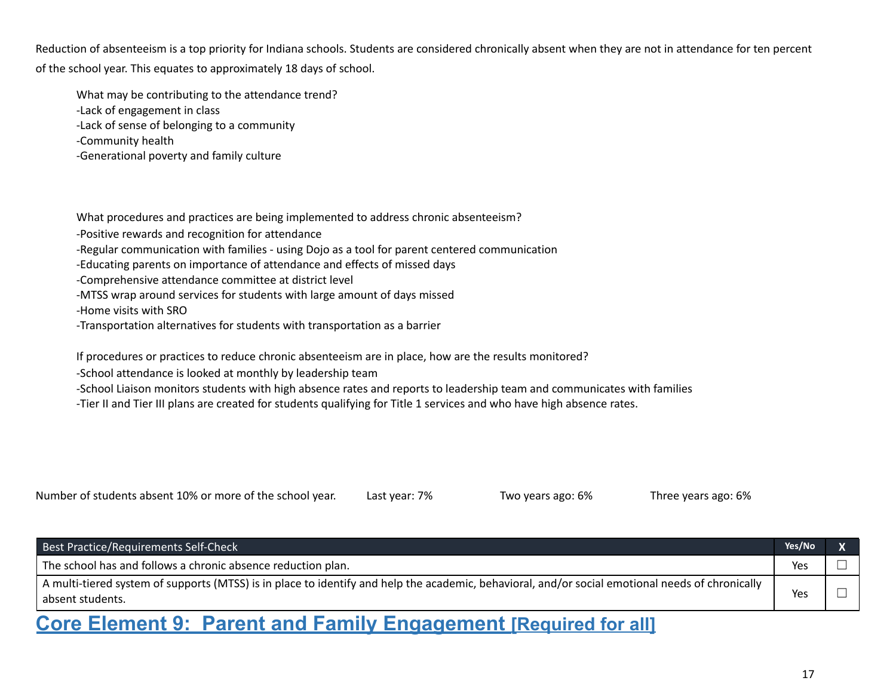Reduction of absenteeism is a top priority for Indiana schools. Students are considered chronically absent when they are not in attendance for ten percent of the school year. This equates to approximately 18 days of school.

What may be contributing to the attendance trend?
-Lack of engagement in class
-Lack of sense of belonging to a community
-Community health
-Generational poverty and family culture

What procedures and practices are being implemented to address chronic absenteeism?
-Positive rewards and recognition for attendance
-Regular communication with families - using Dojo as a tool for parent centered communication
-Educating parents on importance of attendance and effects of missed days
-Comprehensive attendance committee at district level
-MTSS wrap around services for students with large amount of days missed
-Home visits with SRO
-Transportation alternatives for students with transportation as a barrier

If procedures or practices to reduce chronic absenteeism are in place, how are the results monitored?
-School attendance is looked at monthly by leadership team
-School Liaison monitors students with high absence rates and reports to leadership team and communicates with families
-Tier II and Tier III plans are created for students qualifying for Title 1 services and who have high absence rates.

Number of students absent 10% or more of the school year. Last year: 7% Two years ago: 6% Three years ago: 6%

| Best Practice/Requirements Self-Check | Yes/No | X |
|---|---|---|
| The school has and follows a chronic absence reduction plan. | Yes | ☐ |
| A multi-tiered system of supports (MTSS) is in place to identify and help the academic, behavioral, and/or social emotional needs of chronically absent students. | Yes | ☐ |

# Core Element 9: Parent and Family Engagement [Required for all]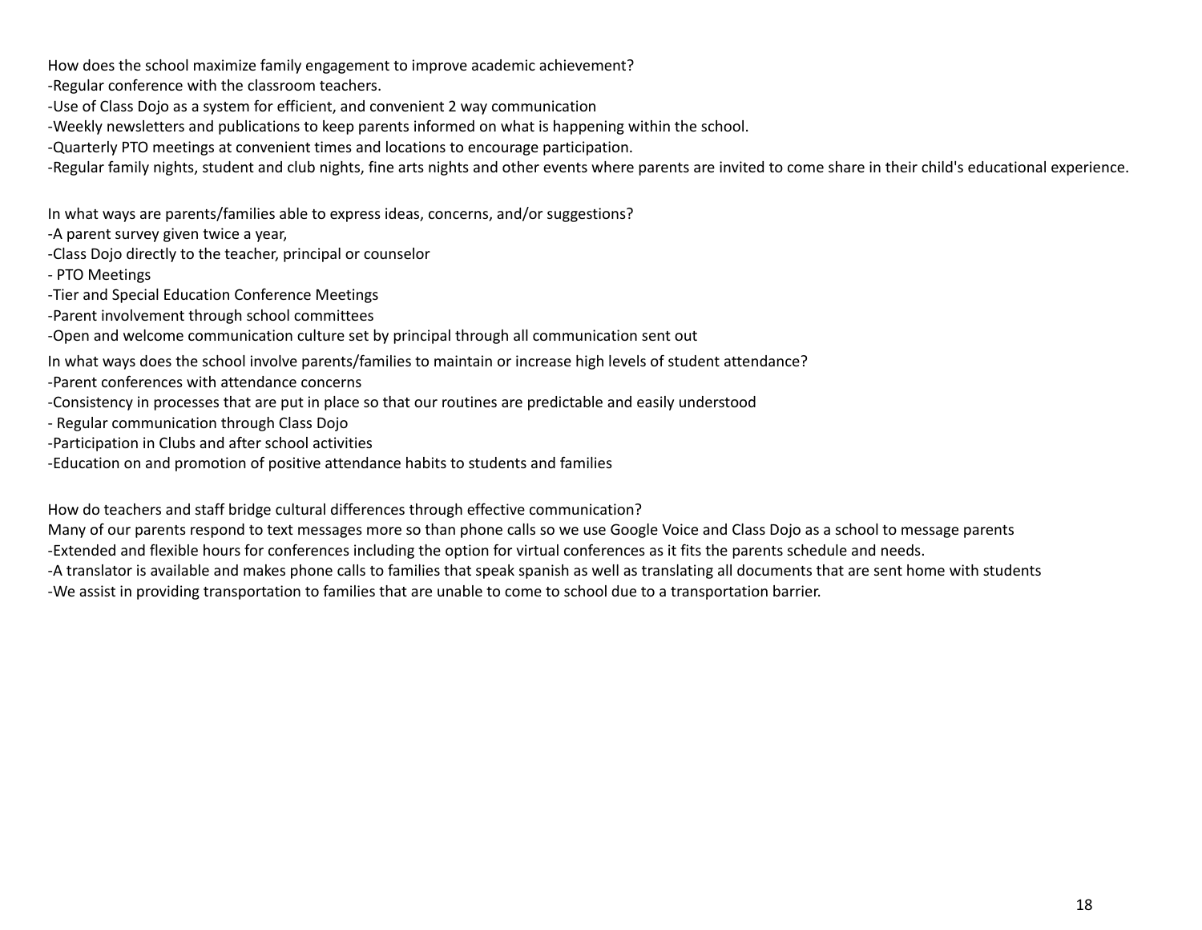How does the school maximize family engagement to improve academic achievement?

-Regular conference with the classroom teachers.

-Use of Class Dojo as a system for efficient, and convenient 2 way communication

-Weekly newsletters and publications to keep parents informed on what is happening within the school.

-Quarterly PTO meetings at convenient times and locations to encourage participation.

-Regular family nights, student and club nights, fine arts nights and other events where parents are invited to come share in their child's educational experience.

In what ways are parents/families able to express ideas, concerns, and/or suggestions?

-A parent survey given twice a year,

-Class Dojo directly to the teacher, principal or counselor

- PTO Meetings

-Tier and Special Education Conference Meetings

-Parent involvement through school committees

-Open and welcome communication culture set by principal through all communication sent out

In what ways does the school involve parents/families to maintain or increase high levels of student attendance?

-Parent conferences with attendance concerns

-Consistency in processes that are put in place so that our routines are predictable and easily understood

- Regular communication through Class Dojo

-Participation in Clubs and after school activities

-Education on and promotion of positive attendance habits to students and families

How do teachers and staff bridge cultural differences through effective communication?

Many of our parents respond to text messages more so than phone calls so we use Google Voice and Class Dojo as a school to message parents

-Extended and flexible hours for conferences including the option for virtual conferences as it fits the parents schedule and needs.

-A translator is available and makes phone calls to families that speak spanish as well as translating all documents that are sent home with students

-We assist in providing transportation to families that are unable to come to school due to a transportation barrier.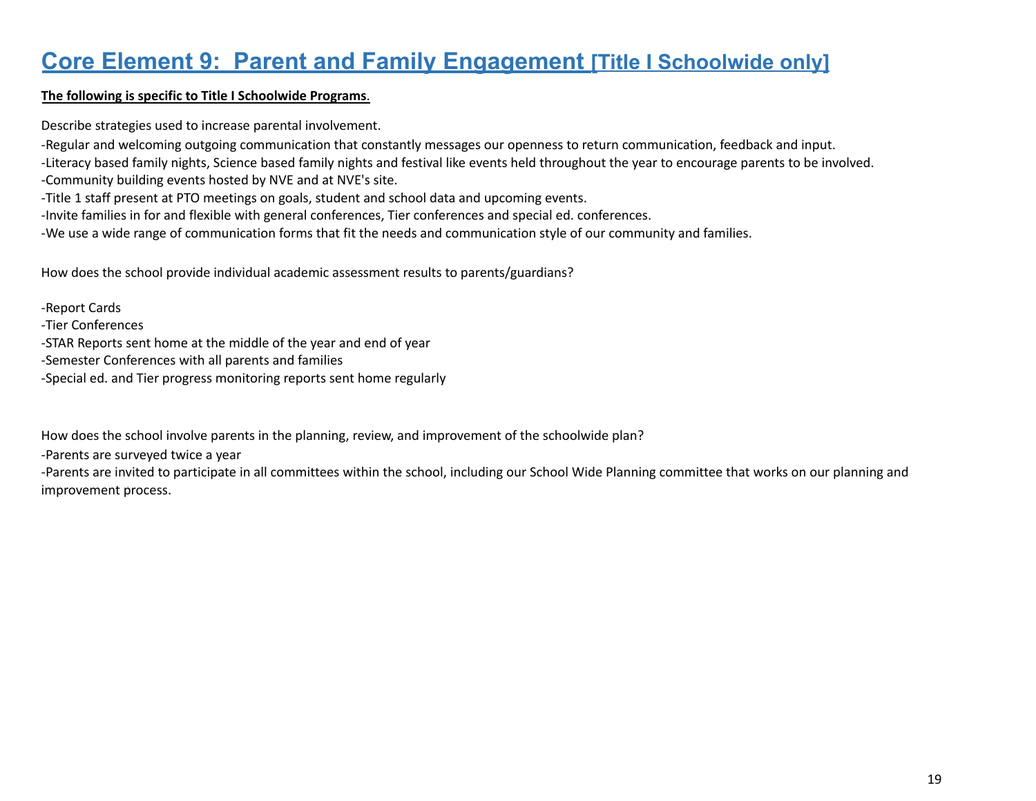# Core Element 9: Parent and Family Engagement [Title I Schoolwide only]

**The following is specific to Title I Schoolwide Programs**.

Describe strategies used to increase parental involvement.

-Regular and welcoming outgoing communication that constantly messages our openness to return communication, feedback and input.
-Literacy based family nights, Science based family nights and festival like events held throughout the year to encourage parents to be involved.
-Community building events hosted by NVE and at NVE's site.
-Title 1 staff present at PTO meetings on goals, student and school data and upcoming events.
-Invite families in for and flexible with general conferences, Tier conferences and special ed. conferences.
-We use a wide range of communication forms that fit the needs and communication style of our community and families.

How does the school provide individual academic assessment results to parents/guardians?

-Report Cards
-Tier Conferences
-STAR Reports sent home at the middle of the year and end of year
-Semester Conferences with all parents and families
-Special ed. and Tier progress monitoring reports sent home regularly

How does the school involve parents in the planning, review, and improvement of the schoolwide plan?

-Parents are surveyed twice a year
-Parents are invited to participate in all committees within the school, including our School Wide Planning committee that works on our planning and improvement process.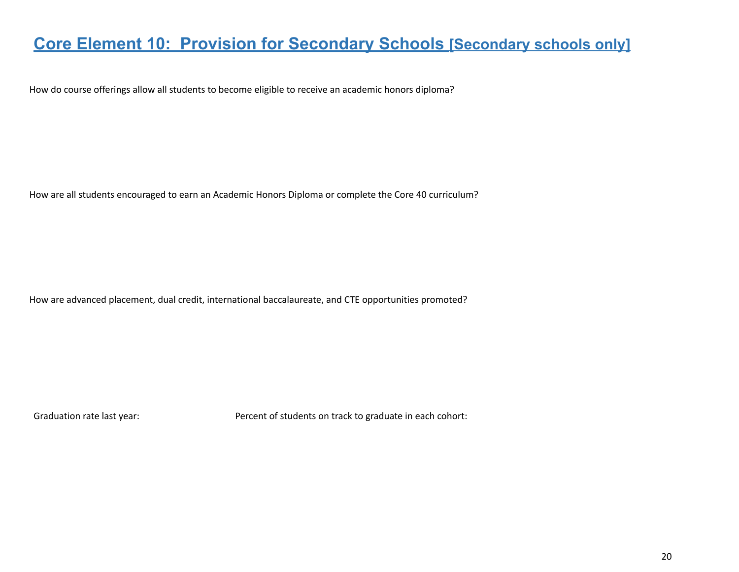# Core Element 10: Provision for Secondary Schools [Secondary schools only]

How do course offerings allow all students to become eligible to receive an academic honors diploma?

How are all students encouraged to earn an Academic Honors Diploma or complete the Core 40 curriculum?

How are advanced placement, dual credit, international baccalaureate, and CTE opportunities promoted?

Graduation rate last year: Percent of students on track to graduate in each cohort: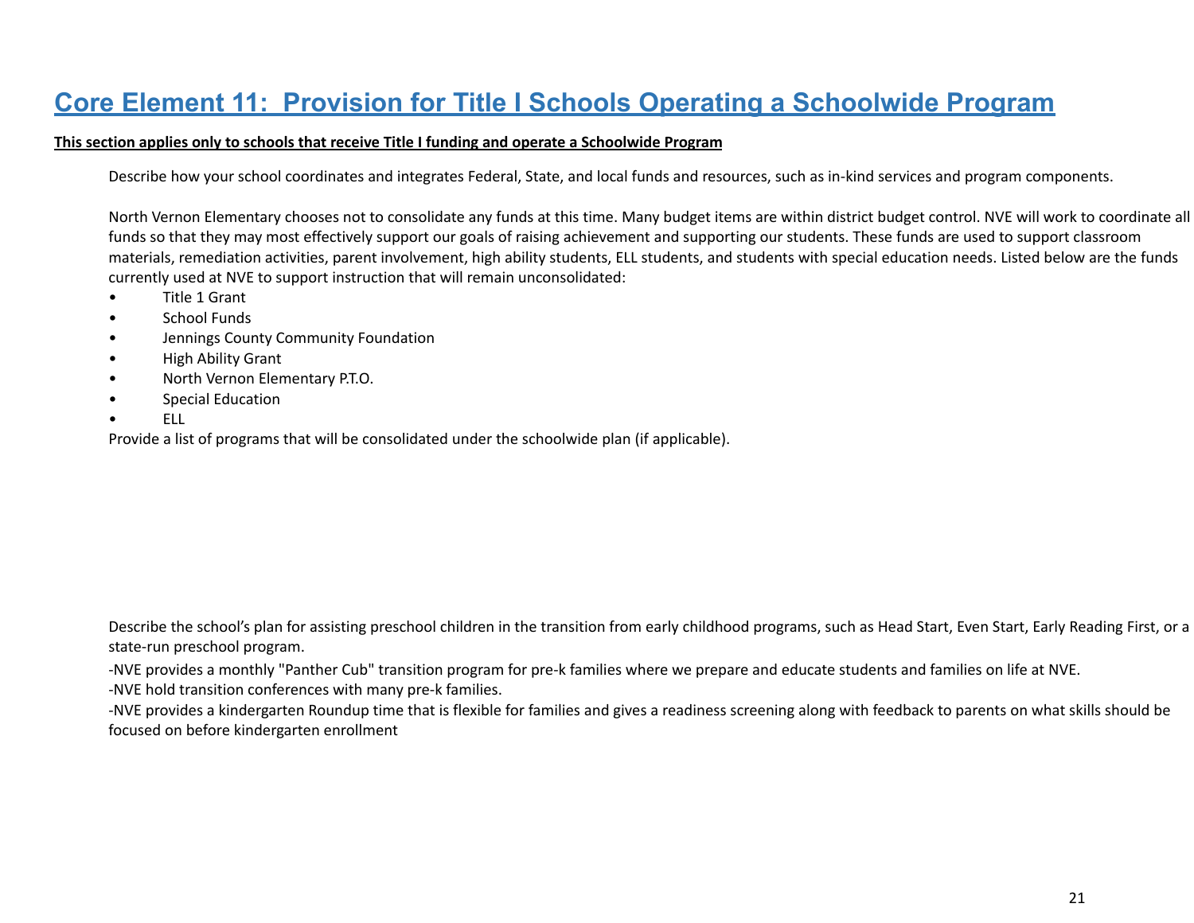# Core Element 11: Provision for Title I Schools Operating a Schoolwide Program

**This section applies only to schools that receive Title I funding and operate a Schoolwide Program**

Describe how your school coordinates and integrates Federal, State, and local funds and resources, such as in-kind services and program components.

North Vernon Elementary chooses not to consolidate any funds at this time. Many budget items are within district budget control. NVE will work to coordinate all funds so that they may most effectively support our goals of raising achievement and supporting our students. These funds are used to support classroom materials, remediation activities, parent involvement, high ability students, ELL students, and students with special education needs. Listed below are the funds currently used at NVE to support instruction that will remain unconsolidated:

- Title 1 Grant
- School Funds
- Jennings County Community Foundation
- High Ability Grant
- North Vernon Elementary P.T.O.
- Special Education
- ELL

Provide a list of programs that will be consolidated under the schoolwide plan (if applicable).

Describe the school's plan for assisting preschool children in the transition from early childhood programs, such as Head Start, Even Start, Early Reading First, or a state-run preschool program.

-NVE provides a monthly "Panther Cub" transition program for pre-k families where we prepare and educate students and families on life at NVE.

-NVE hold transition conferences with many pre-k families.

-NVE provides a kindergarten Roundup time that is flexible for families and gives a readiness screening along with feedback to parents on what skills should be focused on before kindergarten enrollment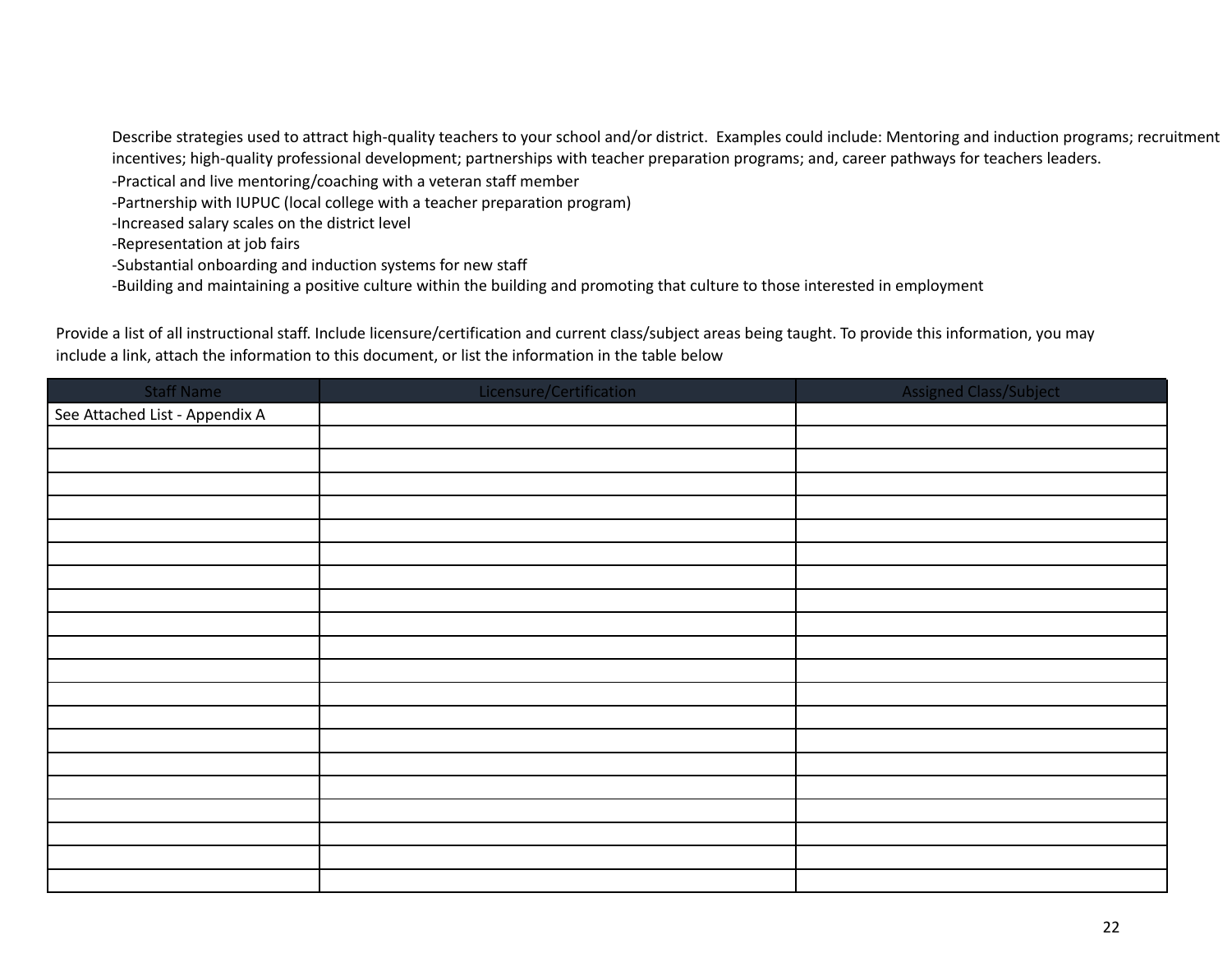Describe strategies used to attract high-quality teachers to your school and/or district. Examples could include: Mentoring and induction programs; recruitment incentives; high-quality professional development; partnerships with teacher preparation programs; and, career pathways for teachers leaders.

-Practical and live mentoring/coaching with a veteran staff member

-Partnership with IUPUC (local college with a teacher preparation program)

-Increased salary scales on the district level

-Representation at job fairs

-Substantial onboarding and induction systems for new staff

-Building and maintaining a positive culture within the building and promoting that culture to those interested in employment

Provide a list of all instructional staff. Include licensure/certification and current class/subject areas being taught. To provide this information, you may include a link, attach the information to this document, or list the information in the table below

| Staff Name | Licensure/Certification | Assigned Class/Subject |
| --- | --- | --- |
| See Attached List - Appendix A | | |
| | | |
| | | |
| | | |
| | | |
| | | |
| | | |
| | | |
| | | |
| | | |
| | | |
| | | |
| | | |
| | | |
| | | |
| | | |
| | | |
| | | |
| | | |
| | | |
| | | |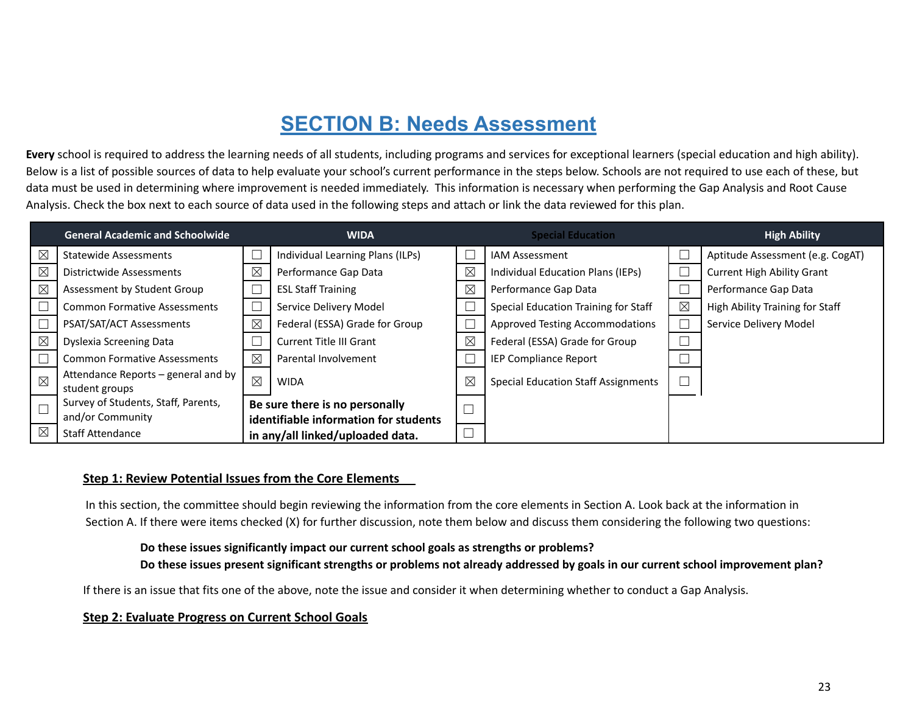# SECTION B: Needs Assessment

**Every** school is required to address the learning needs of all students, including programs and services for exceptional learners (special education and high ability). Below is a list of possible sources of data to help evaluate your school's current performance in the steps below. Schools are not required to use each of these, but data must be used in determining where improvement is needed immediately. This information is necessary when performing the Gap Analysis and Root Cause Analysis. Check the box next to each source of data used in the following steps and attach or link the data reviewed for this plan.

| | General Academic and Schoolwide | | WIDA | | Special Education | | High Ability |
|---|---|---|---|---|---|---|---|
| ☒ | Statewide Assessments | ☐ | Individual Learning Plans (ILPs) | ☐ | IAM Assessment | ☐ | Aptitude Assessment (e.g. CogAT) |
| ☒ | Districtwide Assessments | ☒ | Performance Gap Data | ☒ | Individual Education Plans (IEPs) | ☐ | Current High Ability Grant |
| ☒ | Assessment by Student Group | ☐ | ESL Staff Training | ☒ | Performance Gap Data | ☐ | Performance Gap Data |
| ☐ | Common Formative Assessments | ☐ | Service Delivery Model | ☐ | Special Education Training for Staff | ☒ | High Ability Training for Staff |
| ☐ | PSAT/SAT/ACT Assessments | ☒ | Federal (ESSA) Grade for Group | ☐ | Approved Testing Accommodations | ☐ | Service Delivery Model |
| ☒ | Dyslexia Screening Data | ☐ | Current Title III Grant | ☒ | Federal (ESSA) Grade for Group | ☐ | |
| ☐ | Common Formative Assessments | ☒ | Parental Involvement | ☐ | IEP Compliance Report | ☐ | |
| ☒ | Attendance Reports – general and by student groups | ☒ | WIDA | ☒ | Special Education Staff Assignments | ☐ | |
| ☐ | Survey of Students, Staff, Parents, and/or Community | **Be sure there is no personally identifiable information for students in any/all linked/uploaded data.** | | ☐ | | | |
| ☒ | Staff Attendance | | | ☐ | | | |

## Step 1: Review Potential Issues from the Core Elements

In this section, the committee should begin reviewing the information from the core elements in Section A. Look back at the information in Section A. If there were items checked (X) for further discussion, note them below and discuss them considering the following two questions:

**Do these issues significantly impact our current school goals as strengths or problems?**
**Do these issues present significant strengths or problems not already addressed by goals in our current school improvement plan?**

If there is an issue that fits one of the above, note the issue and consider it when determining whether to conduct a Gap Analysis.

## Step 2: Evaluate Progress on Current School Goals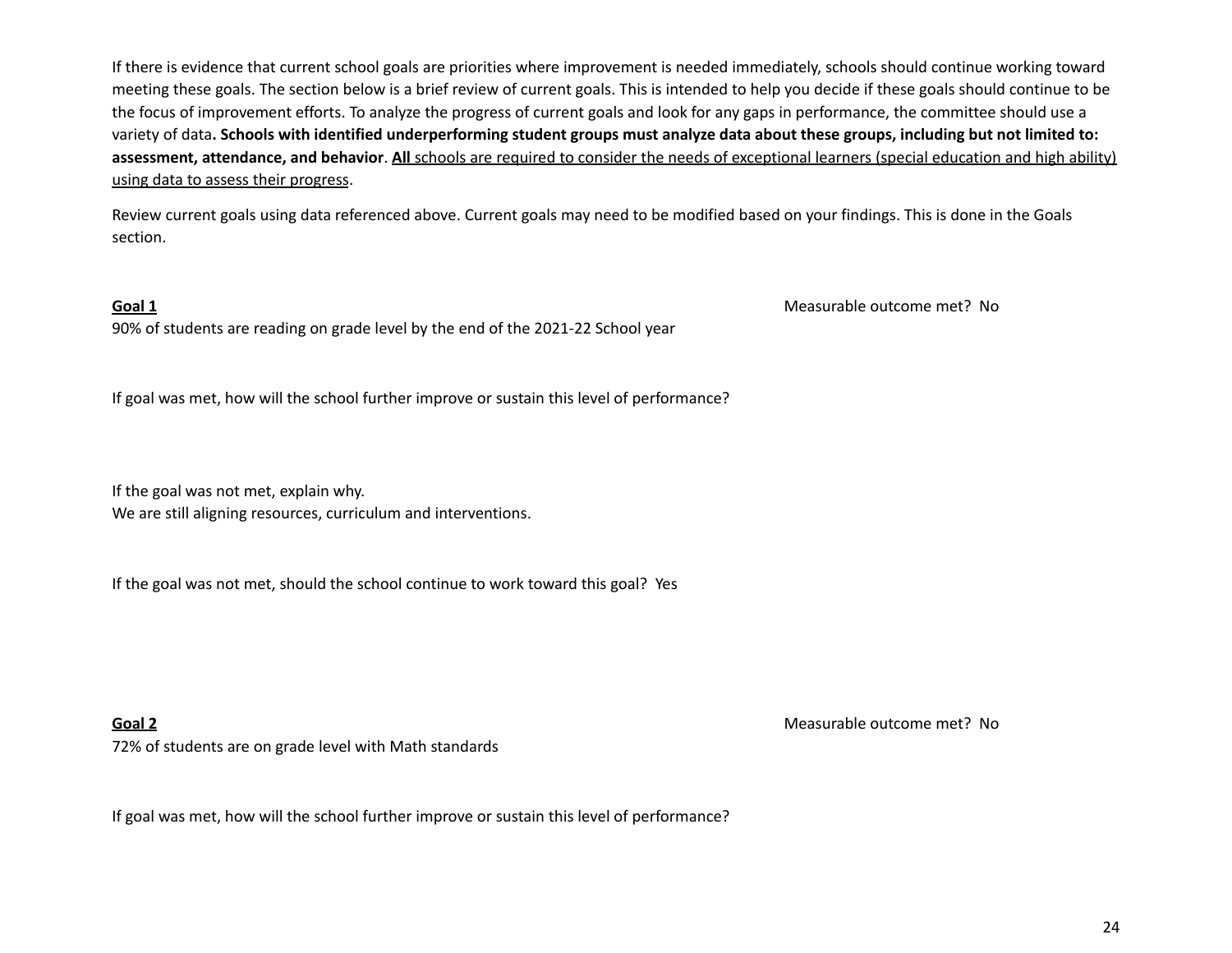If there is evidence that current school goals are priorities where improvement is needed immediately, schools should continue working toward meeting these goals. The section below is a brief review of current goals. This is intended to help you decide if these goals should continue to be the focus of improvement efforts. To analyze the progress of current goals and look for any gaps in performance, the committee should use a variety of data**. Schools with identified underperforming student groups must analyze data about these groups, including but not limited to: assessment, attendance, and behavior**. <u>**All** schools are required to consider the needs of exceptional learners (special education and high ability) using data to assess their progress</u>.

Review current goals using data referenced above. Current goals may need to be modified based on your findings. This is done in the Goals section.

**<u>Goal 1</u>**

Measurable outcome met? No

90% of students are reading on grade level by the end of the 2021-22 School year

If goal was met, how will the school further improve or sustain this level of performance?

If the goal was not met, explain why.
We are still aligning resources, curriculum and interventions.

If the goal was not met, should the school continue to work toward this goal? Yes

**<u>Goal 2</u>**

Measurable outcome met? No

72% of students are on grade level with Math standards

If goal was met, how will the school further improve or sustain this level of performance?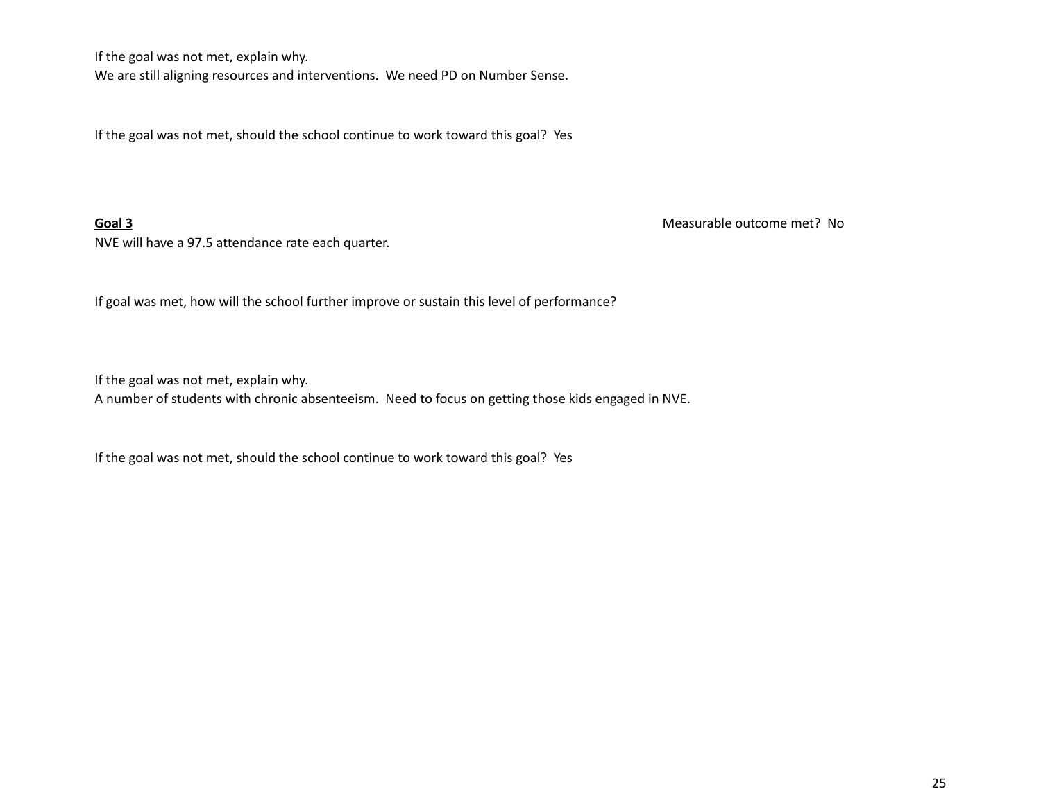If the goal was not met, explain why.
We are still aligning resources and interventions. We need PD on Number Sense.

If the goal was not met, should the school continue to work toward this goal? Yes

**Goal 3** Measurable outcome met? No

NVE will have a 97.5 attendance rate each quarter.

If goal was met, how will the school further improve or sustain this level of performance?

If the goal was not met, explain why.
A number of students with chronic absenteeism. Need to focus on getting those kids engaged in NVE.

If the goal was not met, should the school continue to work toward this goal? Yes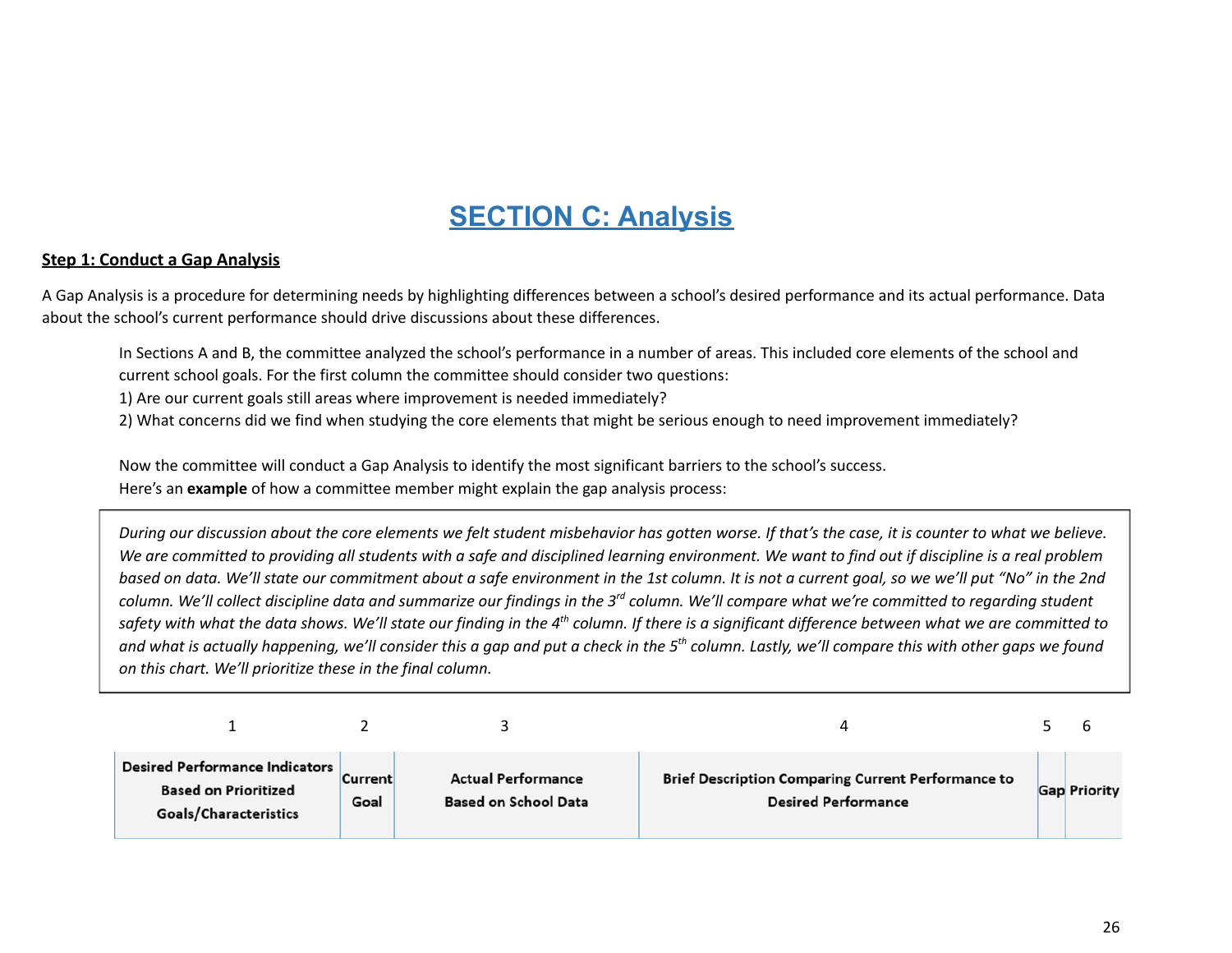# SECTION C: Analysis

**Step 1: Conduct a Gap Analysis**

A Gap Analysis is a procedure for determining needs by highlighting differences between a school's desired performance and its actual performance. Data about the school's current performance should drive discussions about these differences.

In Sections A and B, the committee analyzed the school's performance in a number of areas. This included core elements of the school and current school goals. For the first column the committee should consider two questions:

1) Are our current goals still areas where improvement is needed immediately?
2) What concerns did we find when studying the core elements that might be serious enough to need improvement immediately?

Now the committee will conduct a Gap Analysis to identify the most significant barriers to the school's success.
Here's an **example** of how a committee member might explain the gap analysis process:

> *During our discussion about the core elements we felt student misbehavior has gotten worse. If that's the case, it is counter to what we believe. We are committed to providing all students with a safe and disciplined learning environment. We want to find out if discipline is a real problem based on data. We'll state our commitment about a safe environment in the 1st column. It is not a current goal, so we we'll put "No" in the 2nd column. We'll collect discipline data and summarize our findings in the 3rd column. We'll compare what we're committed to regarding student safety with what the data shows. We'll state our finding in the 4th column. If there is a significant difference between what we are committed to and what is actually happening, we'll consider this a gap and put a check in the 5th column. Lastly, we'll compare this with other gaps we found on this chart. We'll prioritize these in the final column.*

| 1 | 2 | 3 | 4 | 5 | 6 |
|---|---|---|---|---|---|
| **Desired Performance Indicators Based on Prioritized Goals/Characteristics** | **Current Goal** | **Actual Performance Based on School Data** | **Brief Description Comparing Current Performance to Desired Performance** | **Gap** | **Priority** |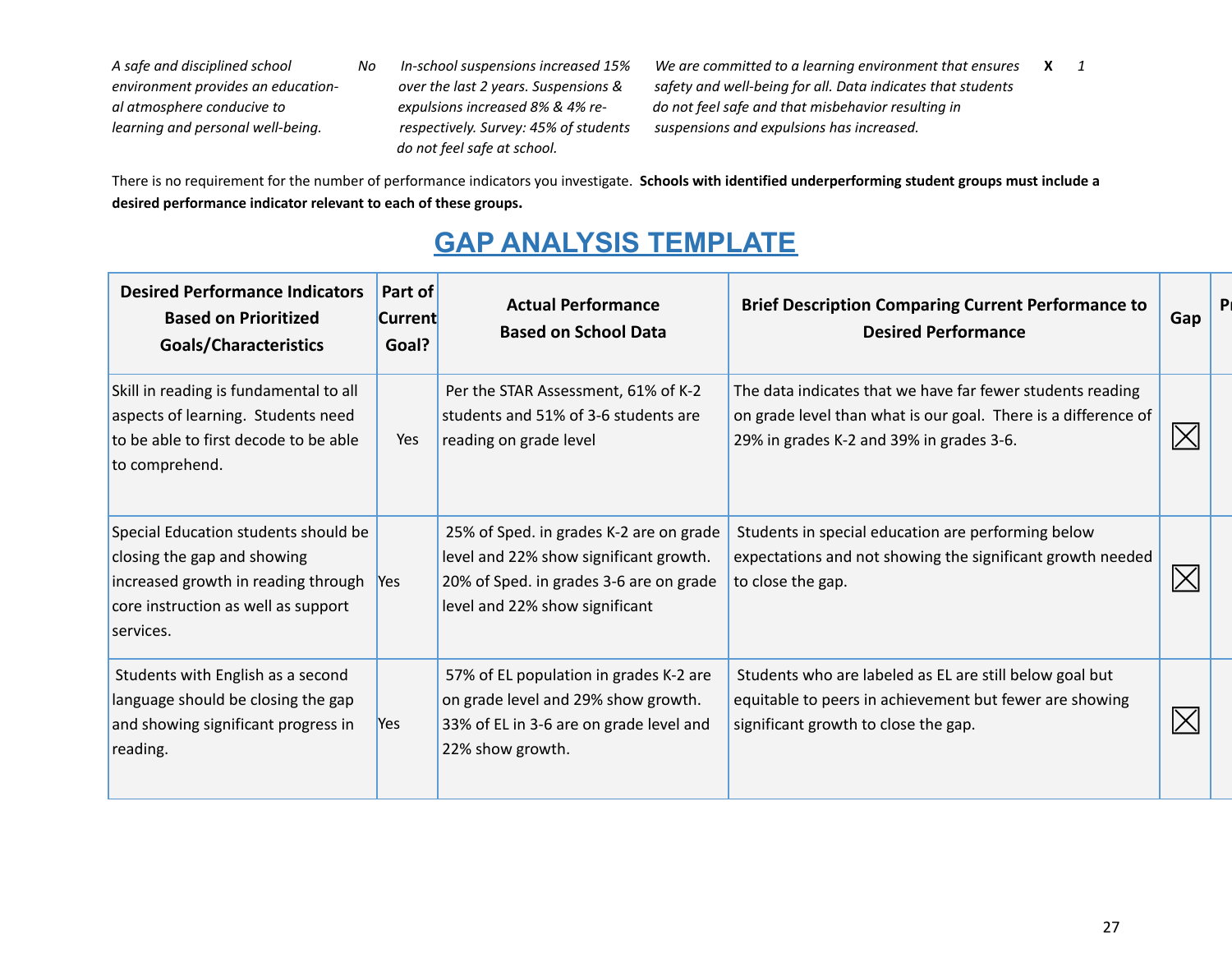| | | | | | |
|---|---|---|---|---|---|
| *A safe and disciplined school environment provides an educational atmosphere conducive to learning and personal well-being.* | *No* | *In-school suspensions increased 15% over the last 2 years. Suspensions & expulsions increased 8% & 4% respectively. Survey: 45% of students do not feel safe at school.* | *We are committed to a learning environment that ensures safety and well-being for all. Data indicates that students do not feel safe and that misbehavior resulting in suspensions and expulsions has increased.* | **X** | *1* |

There is no requirement for the number of performance indicators you investigate. **Schools with identified underperforming student groups must include a desired performance indicator relevant to each of these groups.**

# GAP ANALYSIS TEMPLATE

| Desired Performance Indicators Based on Prioritized Goals/Characteristics | Part of Current Goal? | Actual Performance Based on School Data | Brief Description Comparing Current Performance to Desired Performance | Gap | Pr |
|---|---|---|---|---|---|
| Skill in reading is fundamental to all aspects of learning. Students need to be able to first decode to be able to comprehend. | Yes | Per the STAR Assessment, 61% of K-2 students and 51% of 3-6 students are reading on grade level | The data indicates that we have far fewer students reading on grade level than what is our goal. There is a difference of 29% in grades K-2 and 39% in grades 3-6. | ☒ | |
| Special Education students should be closing the gap and showing increased growth in reading through core instruction as well as support services. | Yes | 25% of Sped. in grades K-2 are on grade level and 22% show significant growth. 20% of Sped. in grades 3-6 are on grade level and 22% show significant | Students in special education are performing below expectations and not showing the significant growth needed to close the gap. | ☒ | |
| Students with English as a second language should be closing the gap and showing significant progress in reading. | Yes | 57% of EL population in grades K-2 are on grade level and 29% show growth. 33% of EL in 3-6 are on grade level and 22% show growth. | Students who are labeled as EL are still below goal but equitable to peers in achievement but fewer are showing significant growth to close the gap. | ☒ | |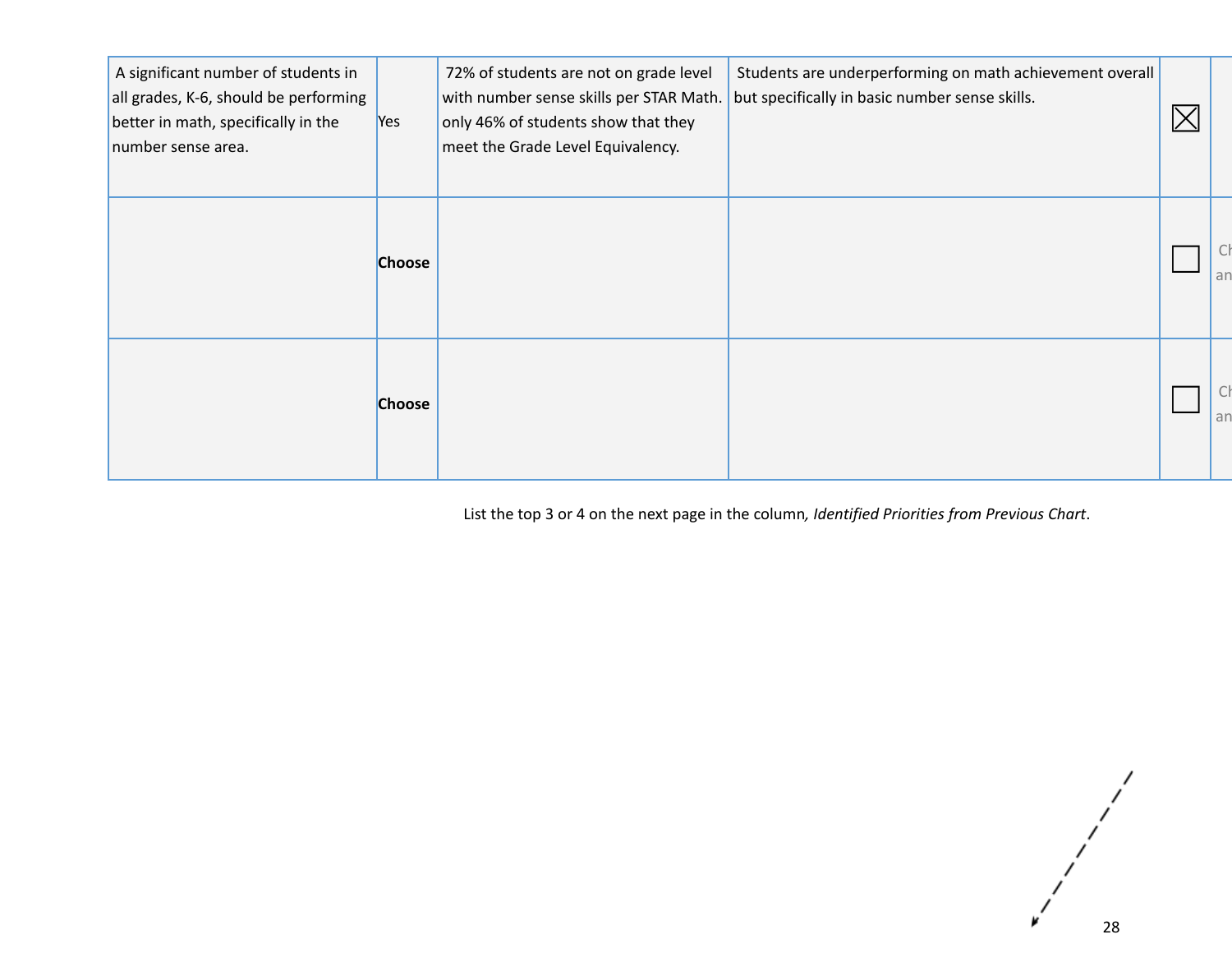| | | | | | |
|---|---|---|---|---|---|
| A significant number of students in all grades, K-6, should be performing better in math, specifically in the number sense area. | Yes | 72% of students are not on grade level with number sense skills per STAR Math. only 46% of students show that they meet the Grade Level Equivalency. | Students are underperforming on math achievement overall but specifically in basic number sense skills. | ☒ | |
| | **Choose** | | | ☐ | Ch an |
| | **Choose** | | | ☐ | Ch an |

List the top 3 or 4 on the next page in the column, *Identified Priorities from Previous Chart*.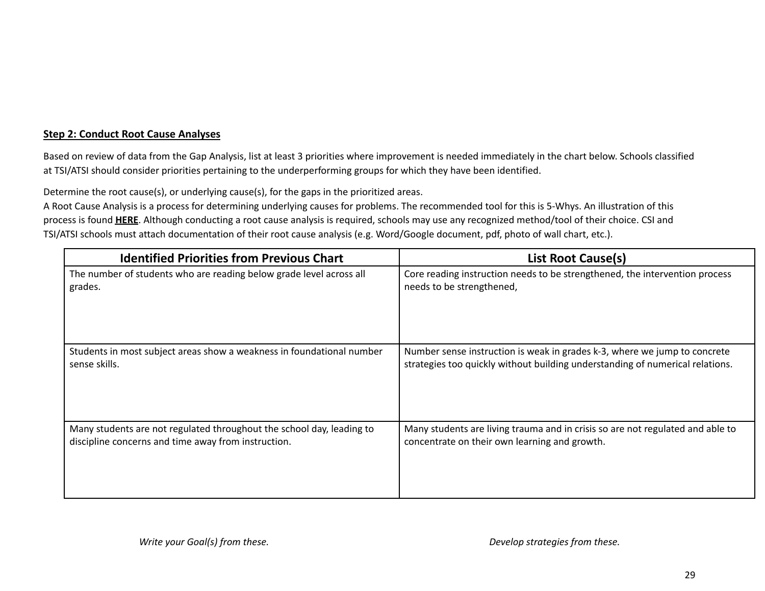**Step 2: Conduct Root Cause Analyses**

Based on review of data from the Gap Analysis, list at least 3 priorities where improvement is needed immediately in the chart below. Schools classified at TSI/ATSI should consider priorities pertaining to the underperforming groups for which they have been identified.

Determine the root cause(s), or underlying cause(s), for the gaps in the prioritized areas.
A Root Cause Analysis is a process for determining underlying causes for problems. The recommended tool for this is 5-Whys. An illustration of this process is found **HERE**. Although conducting a root cause analysis is required, schools may use any recognized method/tool of their choice. CSI and TSI/ATSI schools must attach documentation of their root cause analysis (e.g. Word/Google document, pdf, photo of wall chart, etc.).

| Identified Priorities from Previous Chart | List Root Cause(s) |
|---|---|
| The number of students who are reading below grade level across all grades. | Core reading instruction needs to be strengthened, the intervention process needs to be strengthened, |
| Students in most subject areas show a weakness in foundational number sense skills. | Number sense instruction is weak in grades k-3, where we jump to concrete strategies too quickly without building understanding of numerical relations. |
| Many students are not regulated throughout the school day, leading to discipline concerns and time away from instruction. | Many students are living trauma and in crisis so are not regulated and able to concentrate on their own learning and growth. |

*Write your Goal(s) from these.* *Develop strategies from these.*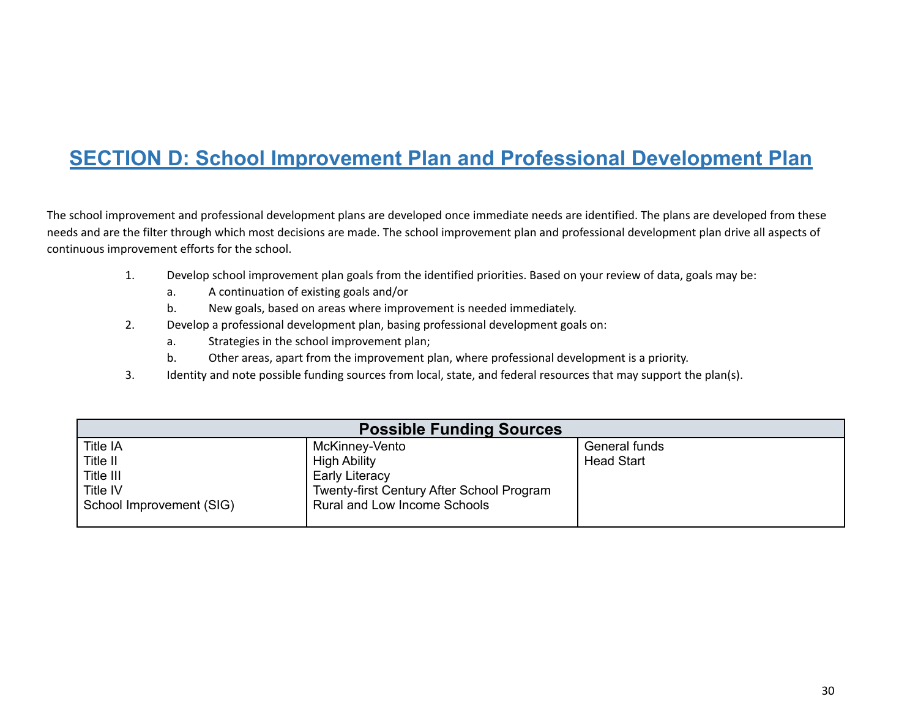## SECTION D: School Improvement Plan and Professional Development Plan

The school improvement and professional development plans are developed once immediate needs are identified. The plans are developed from these needs and are the filter through which most decisions are made. The school improvement plan and professional development plan drive all aspects of continuous improvement efforts for the school.

1. Develop school improvement plan goals from the identified priorities. Based on your review of data, goals may be:
   a. A continuation of existing goals and/or
   b. New goals, based on areas where improvement is needed immediately.
2. Develop a professional development plan, basing professional development goals on:
   a. Strategies in the school improvement plan;
   b. Other areas, apart from the improvement plan, where professional development is a priority.
3. Identity and note possible funding sources from local, state, and federal resources that may support the plan(s).

| Possible Funding Sources | | |
|---|---|---|
| Title IA | McKinney-Vento | General funds |
| Title II | High Ability | Head Start |
| Title III | Early Literacy | |
| Title IV | Twenty-first Century After School Program | |
| School Improvement (SIG) | Rural and Low Income Schools | |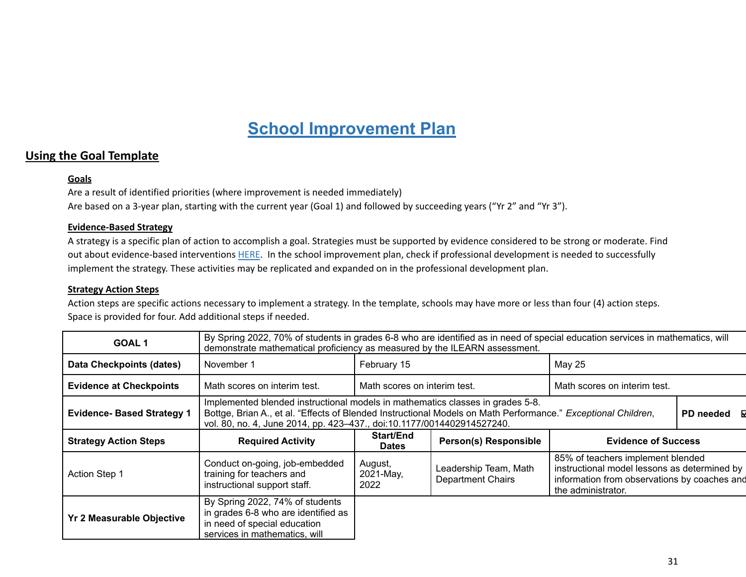# School Improvement Plan

## Using the Goal Template

**Goals**

Are a result of identified priorities (where improvement is needed immediately)
Are based on a 3-year plan, starting with the current year (Goal 1) and followed by succeeding years ("Yr 2" and "Yr 3").

**Evidence-Based Strategy**

A strategy is a specific plan of action to accomplish a goal. Strategies must be supported by evidence considered to be strong or moderate. Find out about evidence-based interventions HERE. In the school improvement plan, check if professional development is needed to successfully implement the strategy. These activities may be replicated and expanded on in the professional development plan.

**Strategy Action Steps**

Action steps are specific actions necessary to implement a strategy. In the template, schools may have more or less than four (4) action steps. Space is provided for four. Add additional steps if needed.

| **GOAL 1** | By Spring 2022, 70% of students in grades 6-8 who are identified as in need of special education services in mathematics, will demonstrate mathematical proficiency as measured by the ILEARN assessment. | | | | |
|---|---|---|---|---|---|
| **Data Checkpoints (dates)** | November 1 | February 15 | | May 25 | |
| **Evidence at Checkpoints** | Math scores on interim test. | Math scores on interim test. | | Math scores on interim test. | |
| **Evidence- Based Strategy 1** | Implemented blended instructional models in mathematics classes in grades 5-8. Bottge, Brian A., et al. "Effects of Blended Instructional Models on Math Performance." *Exceptional Children*, vol. 80, no. 4, June 2014, pp. 423–437., doi:10.1177/0014402914527240. | | | | **PD needed** ☑ |
| **Strategy Action Steps** | **Required Activity** | **Start/End Dates** | **Person(s) Responsible** | **Evidence of Success** | |
| Action Step 1 | Conduct on-going, job-embedded training for teachers and instructional support staff. | August, 2021-May, 2022 | Leadership Team, Math Department Chairs | 85% of teachers implement blended instructional model lessons as determined by information from observations by coaches and the administrator. | |
| **Yr 2 Measurable Objective** | By Spring 2022, 74% of students in grades 6-8 who are identified as in need of special education services in mathematics, will | | | | |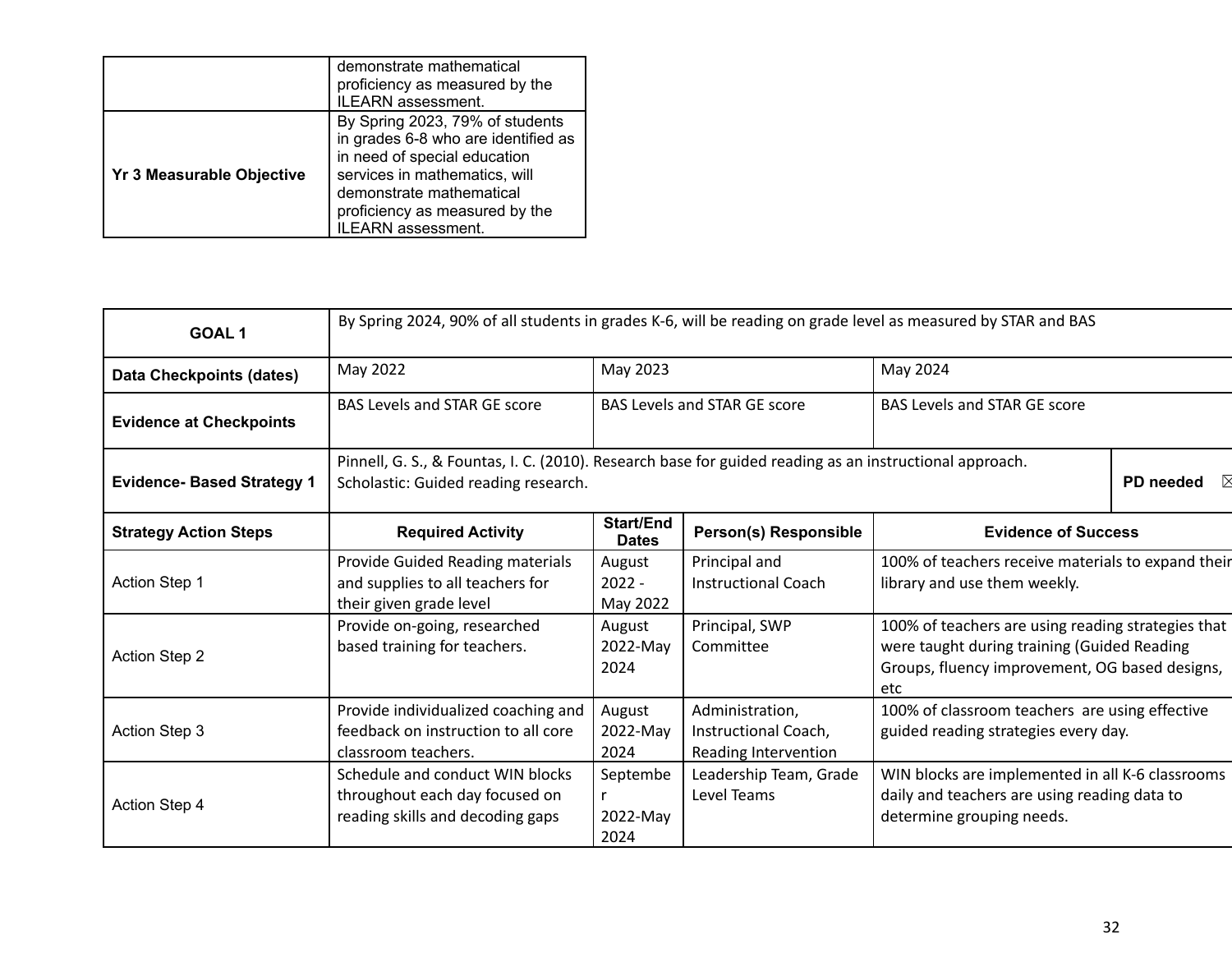|  |  |
|---|---|
|  | demonstrate mathematical proficiency as measured by the ILEARN assessment. |
| **Yr 3 Measurable Objective** | By Spring 2023, 79% of students in grades 6-8 who are identified as in need of special education services in mathematics, will demonstrate mathematical proficiency as measured by the ILEARN assessment. |

| **GOAL 1** | By Spring 2024, 90% of all students in grades K-6, will be reading on grade level as measured by STAR and BAS | | | | |
|---|---|---|---|---|---|
| **Data Checkpoints (dates)** | May 2022 | May 2023 | | May 2024 | |
| **Evidence at Checkpoints** | BAS Levels and STAR GE score | BAS Levels and STAR GE score | | BAS Levels and STAR GE score | |
| **Evidence- Based Strategy 1** | Pinnell, G. S., & Fountas, I. C. (2010). Research base for guided reading as an instructional approach. Scholastic: Guided reading research. | | | | **PD needed** ☒ |
| **Strategy Action Steps** | **Required Activity** | **Start/End Dates** | **Person(s) Responsible** | **Evidence of Success** | |
| Action Step 1 | Provide Guided Reading materials and supplies to all teachers for their given grade level | August 2022 - May 2022 | Principal and Instructional Coach | 100% of teachers receive materials to expand their library and use them weekly. | |
| Action Step 2 | Provide on-going, researched based training for teachers. | August 2022-May 2024 | Principal, SWP Committee | 100% of teachers are using reading strategies that were taught during training (Guided Reading Groups, fluency improvement, OG based designs, etc | |
| Action Step 3 | Provide individualized coaching and feedback on instruction to all core classroom teachers. | August 2022-May 2024 | Administration, Instructional Coach, Reading Intervention | 100% of classroom teachers are using effective guided reading strategies every day. | |
| Action Step 4 | Schedule and conduct WIN blocks throughout each day focused on reading skills and decoding gaps | September 2022-May 2024 | Leadership Team, Grade Level Teams | WIN blocks are implemented in all K-6 classrooms daily and teachers are using reading data to determine grouping needs. | |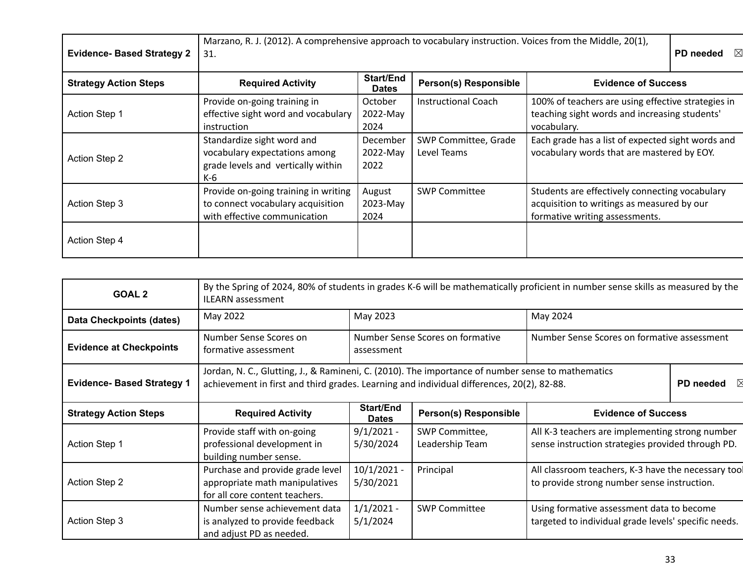| Evidence- Based Strategy 2 | Marzano, R. J. (2012). A comprehensive approach to vocabulary instruction. Voices from the Middle, 20(1), 31. | | | PD needed ☒ |
|---|---|---|---|---|
| **Strategy Action Steps** | **Required Activity** | **Start/End Dates** | **Person(s) Responsible** | **Evidence of Success** |
| Action Step 1 | Provide on-going training in effective sight word and vocabulary instruction | October 2022-May 2024 | Instructional Coach | 100% of teachers are using effective strategies in teaching sight words and increasing students' vocabulary. |
| Action Step 2 | Standardize sight word and vocabulary expectations among grade levels and vertically within K-6 | December 2022-May 2022 | SWP Committee, Grade Level Teams | Each grade has a list of expected sight words and vocabulary words that are mastered by EOY. |
| Action Step 3 | Provide on-going training in writing to connect vocabulary acquisition with effective communication | August 2023-May 2024 | SWP Committee | Students are effectively connecting vocabulary acquisition to writings as measured by our formative writing assessments. |
| Action Step 4 | | | | |

| GOAL 2 | By the Spring of 2024, 80% of students in grades K-6 will be mathematically proficient in number sense skills as measured by the ILEARN assessment | | | |
|---|---|---|---|---|
| **Data Checkpoints (dates)** | May 2022 | May 2023 | | May 2024 |
| **Evidence at Checkpoints** | Number Sense Scores on formative assessment | Number Sense Scores on formative assessment | | Number Sense Scores on formative assessment |
| **Evidence- Based Strategy 1** | Jordan, N. C., Glutting, J., & Ramineni, C. (2010). The importance of number sense to mathematics achievement in first and third grades. Learning and individual differences, 20(2), 82-88. | | | PD needed ☒ |
| **Strategy Action Steps** | **Required Activity** | **Start/End Dates** | **Person(s) Responsible** | **Evidence of Success** |
| Action Step 1 | Provide staff with on-going professional development in building number sense. | 9/1/2021 - 5/30/2024 | SWP Committee, Leadership Team | All K-3 teachers are implementing strong number sense instruction strategies provided through PD. |
| Action Step 2 | Purchase and provide grade level appropriate math manipulatives for all core content teachers. | 10/1/2021 - 5/30/2021 | Principal | All classroom teachers, K-3 have the necessary tool to provide strong number sense instruction. |
| Action Step 3 | Number sense achievement data is analyzed to provide feedback and adjust PD as needed. | 1/1/2021 - 5/1/2024 | SWP Committee | Using formative assessment data to become targeted to individual grade levels' specific needs. |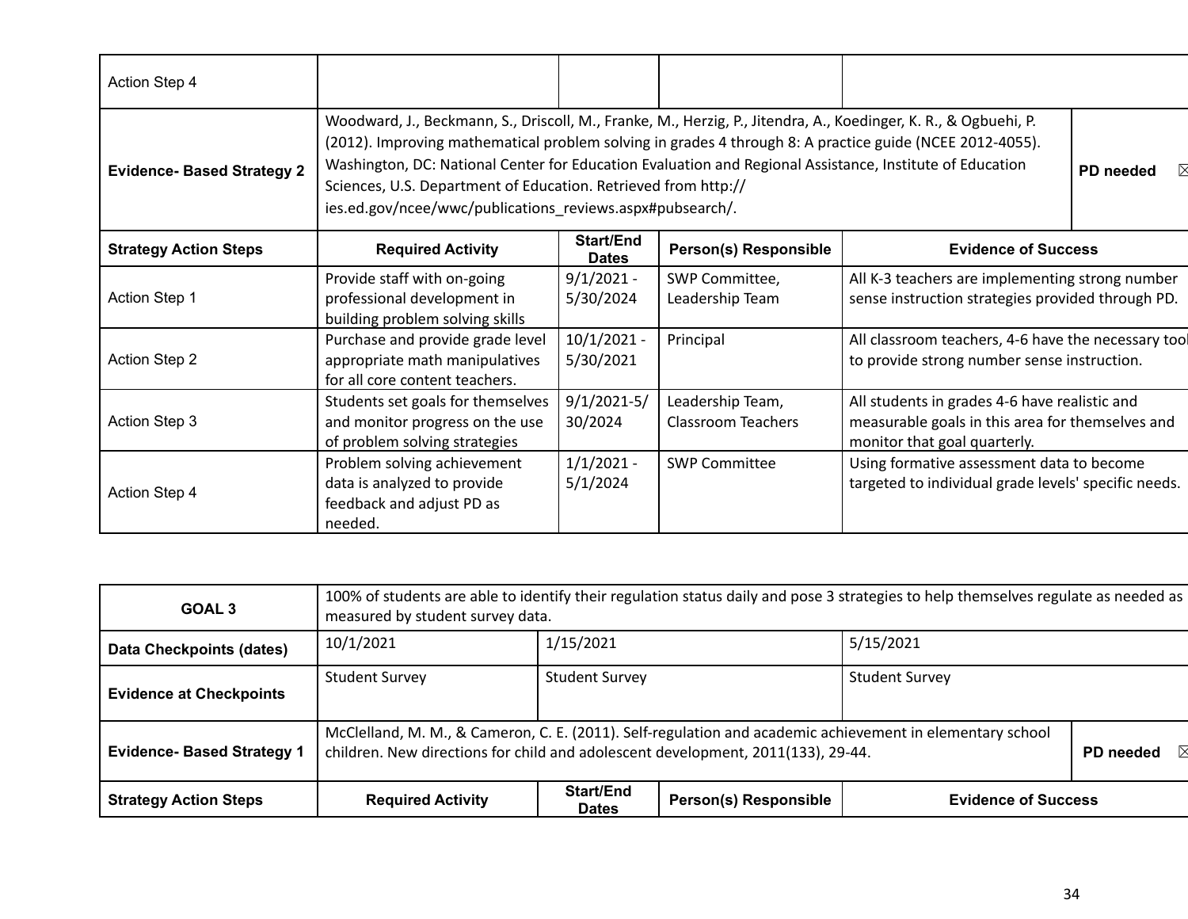| Action Step 4 | | | | |
|---|---|---|---|---|
| **Evidence- Based Strategy 2** | Woodward, J., Beckmann, S., Driscoll, M., Franke, M., Herzig, P., Jitendra, A., Koedinger, K. R., & Ogbuehi, P. (2012). Improving mathematical problem solving in grades 4 through 8: A practice guide (NCEE 2012-4055). Washington, DC: National Center for Education Evaluation and Regional Assistance, Institute of Education Sciences, U.S. Department of Education. Retrieved from http:// ies.ed.gov/ncee/wwc/publications_reviews.aspx#pubsearch/. | | | **PD needed** ☒ |
| **Strategy Action Steps** | **Required Activity** | **Start/End Dates** | **Person(s) Responsible** | **Evidence of Success** |
| Action Step 1 | Provide staff with on-going professional development in building problem solving skills | 9/1/2021 - 5/30/2024 | SWP Committee, Leadership Team | All K-3 teachers are implementing strong number sense instruction strategies provided through PD. |
| Action Step 2 | Purchase and provide grade level appropriate math manipulatives for all core content teachers. | 10/1/2021 - 5/30/2021 | Principal | All classroom teachers, 4-6 have the necessary tool to provide strong number sense instruction. |
| Action Step 3 | Students set goals for themselves and monitor progress on the use of problem solving strategies | 9/1/2021-5/30/2024 | Leadership Team, Classroom Teachers | All students in grades 4-6 have realistic and measurable goals in this area for themselves and monitor that goal quarterly. |
| Action Step 4 | Problem solving achievement data is analyzed to provide feedback and adjust PD as needed. | 1/1/2021 - 5/1/2024 | SWP Committee | Using formative assessment data to become targeted to individual grade levels' specific needs. |

| **GOAL 3** | 100% of students are able to identify their regulation status daily and pose 3 strategies to help themselves regulate as needed as measured by student survey data. | | | |
|---|---|---|---|---|
| **Data Checkpoints (dates)** | 10/1/2021 | 1/15/2021 | 5/15/2021 | |
| **Evidence at Checkpoints** | Student Survey | Student Survey | Student Survey | |
| **Evidence- Based Strategy 1** | McClelland, M. M., & Cameron, C. E. (2011). Self-regulation and academic achievement in elementary school children. New directions for child and adolescent development, 2011(133), 29-44. | | | **PD needed** ☒ |
| **Strategy Action Steps** | **Required Activity** | **Start/End Dates** | **Person(s) Responsible** | **Evidence of Success** |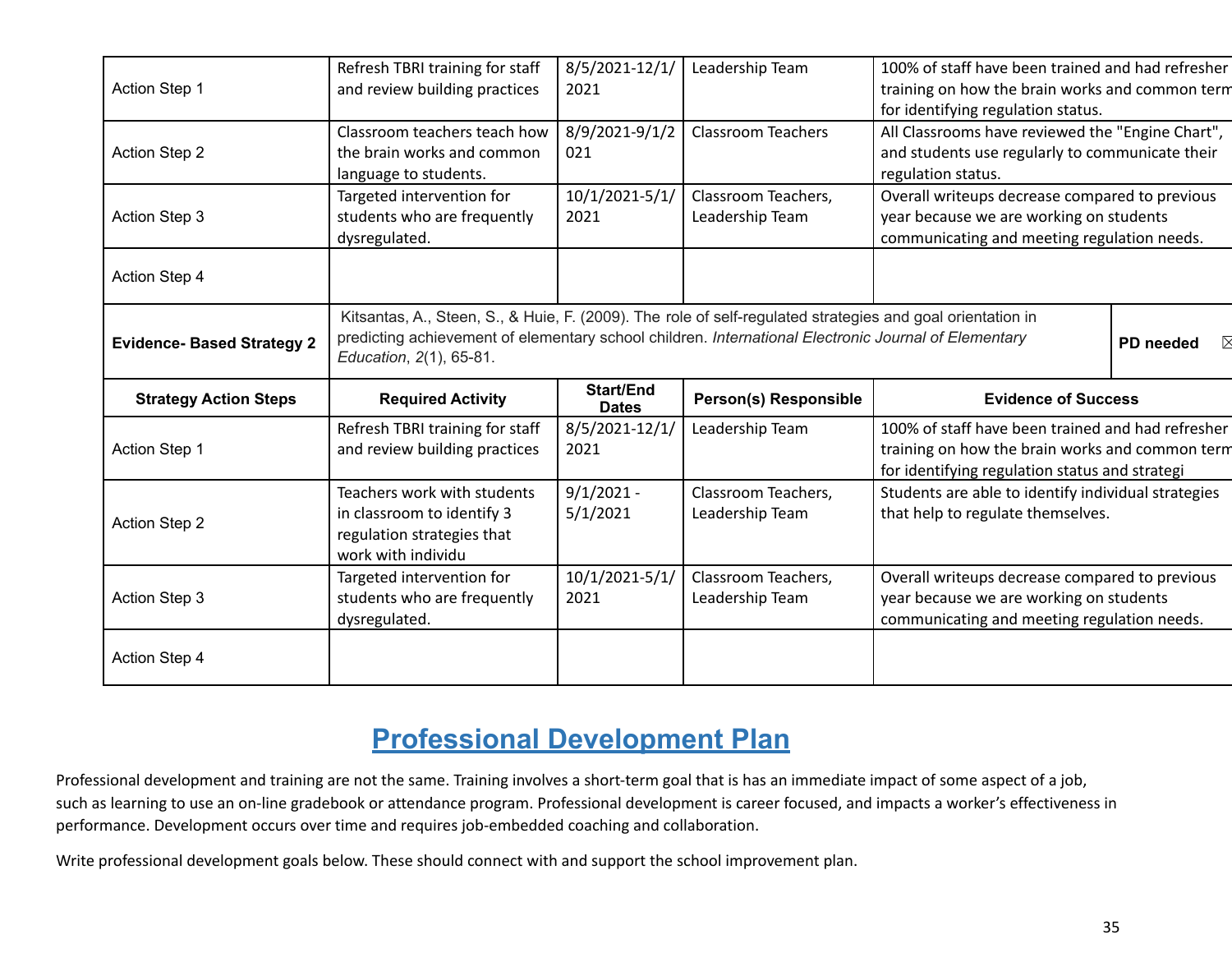| Action Step 1 | Refresh TBRI training for staff and review building practices | 8/5/2021-12/1/2021 | Leadership Team | 100% of staff have been trained and had refresher training on how the brain works and common term for identifying regulation status. |
|---|---|---|---|---|
| Action Step 2 | Classroom teachers teach how the brain works and common language to students. | 8/9/2021-9/1/2021 | Classroom Teachers | All Classrooms have reviewed the "Engine Chart", and students use regularly to communicate their regulation status. |
| Action Step 3 | Targeted intervention for students who are frequently dysregulated. | 10/1/2021-5/1/2021 | Classroom Teachers, Leadership Team | Overall writeups decrease compared to previous year because we are working on students communicating and meeting regulation needs. |
| Action Step 4 | | | | |

| **Evidence- Based Strategy 2** | Kitsantas, A., Steen, S., & Huie, F. (2009). The role of self-regulated strategies and goal orientation in predicting achievement of elementary school children. *International Electronic Journal of Elementary Education*, *2*(1), 65-81. | | | **PD needed** ☒ |
|---|---|---|---|---|
| **Strategy Action Steps** | **Required Activity** | **Start/End Dates** | **Person(s) Responsible** | **Evidence of Success** |
| Action Step 1 | Refresh TBRI training for staff and review building practices | 8/5/2021-12/1/2021 | Leadership Team | 100% of staff have been trained and had refresher training on how the brain works and common term for identifying regulation status and strategi |
| Action Step 2 | Teachers work with students in classroom to identify 3 regulation strategies that work with individu | 9/1/2021 - 5/1/2021 | Classroom Teachers, Leadership Team | Students are able to identify individual strategies that help to regulate themselves. |
| Action Step 3 | Targeted intervention for students who are frequently dysregulated. | 10/1/2021-5/1/2021 | Classroom Teachers, Leadership Team | Overall writeups decrease compared to previous year because we are working on students communicating and meeting regulation needs. |
| Action Step 4 | | | | |

## Professional Development Plan

Professional development and training are not the same. Training involves a short-term goal that is has an immediate impact of some aspect of a job, such as learning to use an on-line gradebook or attendance program. Professional development is career focused, and impacts a worker's effectiveness in performance. Development occurs over time and requires job-embedded coaching and collaboration.

Write professional development goals below. These should connect with and support the school improvement plan.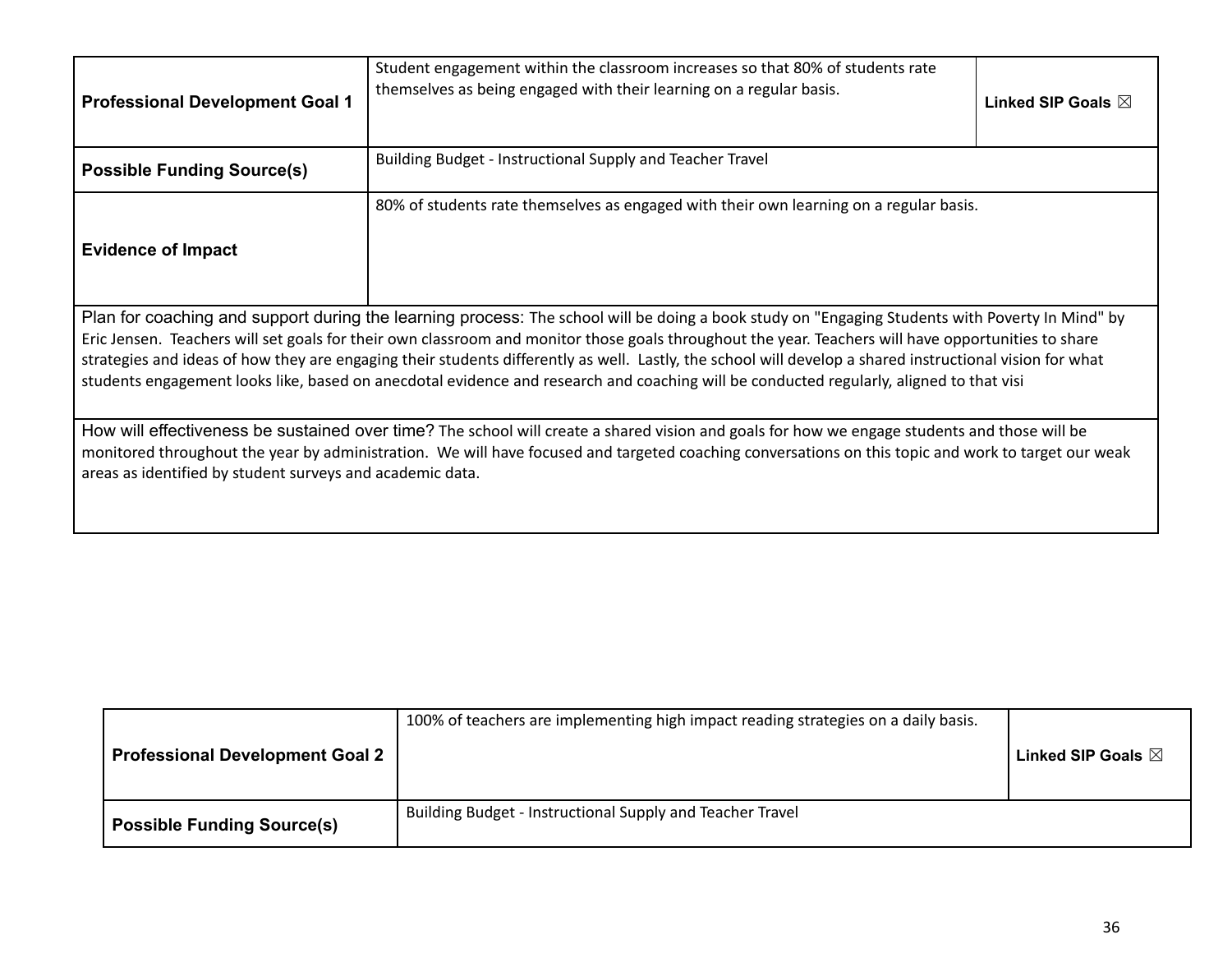| Professional Development Goal 1 | Student engagement within the classroom increases so that 80% of students rate themselves as being engaged with their learning on a regular basis. | Linked SIP Goals ☒ |
|---|---|---|
| Possible Funding Source(s) | Building Budget - Instructional Supply and Teacher Travel | |
| Evidence of Impact | 80% of students rate themselves as engaged with their own learning on a regular basis. | |

Plan for coaching and support during the learning process: The school will be doing a book study on "Engaging Students with Poverty In Mind" by Eric Jensen. Teachers will set goals for their own classroom and monitor those goals throughout the year. Teachers will have opportunities to share strategies and ideas of how they are engaging their students differently as well. Lastly, the school will develop a shared instructional vision for what students engagement looks like, based on anecdotal evidence and research and coaching will be conducted regularly, aligned to that visi

How will effectiveness be sustained over time? The school will create a shared vision and goals for how we engage students and those will be monitored throughout the year by administration. We will have focused and targeted coaching conversations on this topic and work to target our weak areas as identified by student surveys and academic data.

| Professional Development Goal 2 | 100% of teachers are implementing high impact reading strategies on a daily basis. | Linked SIP Goals ☒ |
|---|---|---|
| Possible Funding Source(s) | Building Budget - Instructional Supply and Teacher Travel | |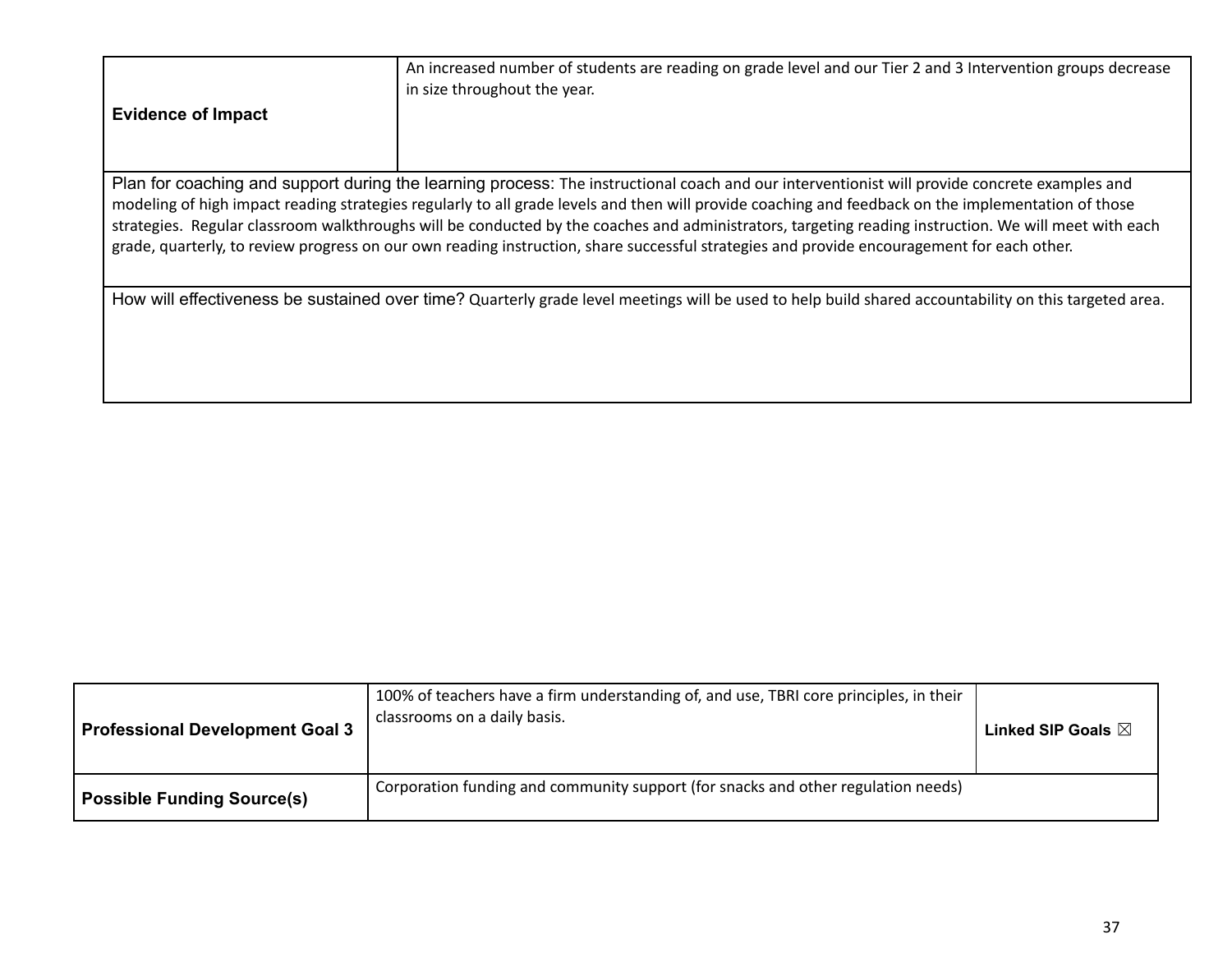| **Evidence of Impact** | An increased number of students are reading on grade level and our Tier 2 and 3 Intervention groups decrease in size throughout the year. |
|---|---|
| Plan for coaching and support during the learning process: The instructional coach and our interventionist will provide concrete examples and modeling of high impact reading strategies regularly to all grade levels and then will provide coaching and feedback on the implementation of those strategies. Regular classroom walkthroughs will be conducted by the coaches and administrators, targeting reading instruction. We will meet with each grade, quarterly, to review progress on our own reading instruction, share successful strategies and provide encouragement for each other. | |
| How will effectiveness be sustained over time? Quarterly grade level meetings will be used to help build shared accountability on this targeted area. | |

| **Professional Development Goal 3** | 100% of teachers have a firm understanding of, and use, TBRI core principles, in their classrooms on a daily basis. | **Linked SIP Goals** ☒ |
|---|---|---|
| **Possible Funding Source(s)** | Corporation funding and community support (for snacks and other regulation needs) | |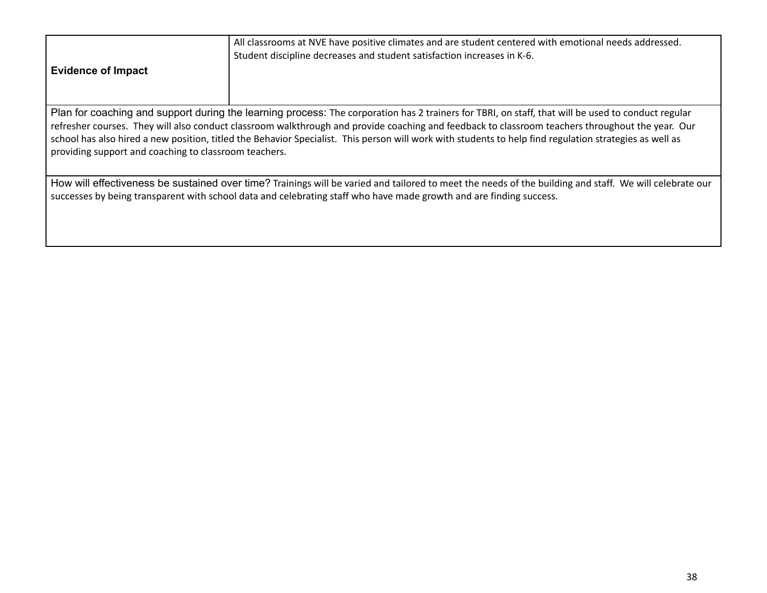| **Evidence of Impact** | All classrooms at NVE have positive climates and are student centered with emotional needs addressed. Student discipline decreases and student satisfaction increases in K-6. |
|---|---|

Plan for coaching and support during the learning process: The corporation has 2 trainers for TBRI, on staff, that will be used to conduct regular refresher courses. They will also conduct classroom walkthrough and provide coaching and feedback to classroom teachers throughout the year. Our school has also hired a new position, titled the Behavior Specialist. This person will work with students to help find regulation strategies as well as providing support and coaching to classroom teachers.

How will effectiveness be sustained over time? Trainings will be varied and tailored to meet the needs of the building and staff. We will celebrate our successes by being transparent with school data and celebrating staff who have made growth and are finding success.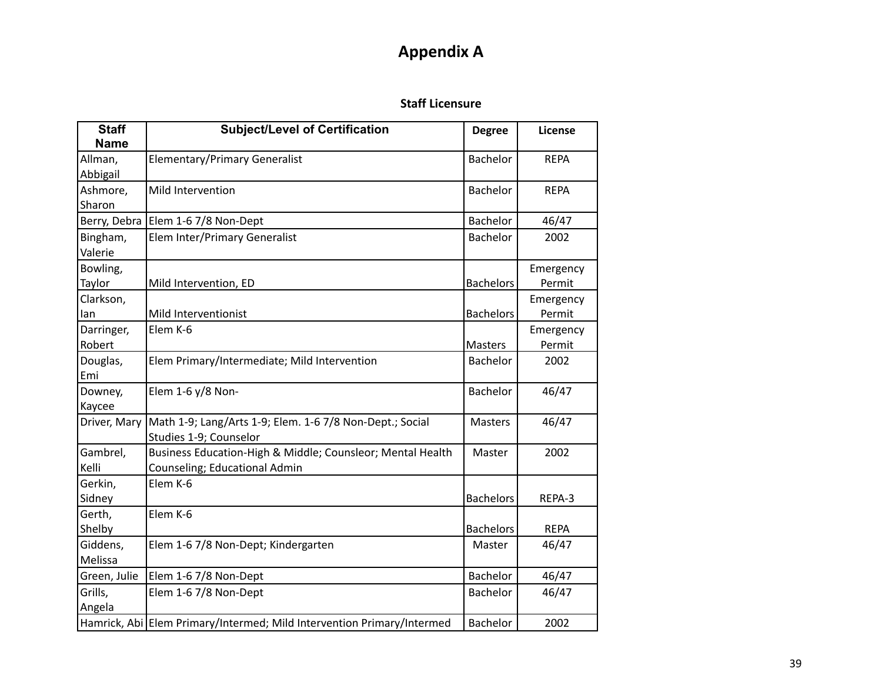# Appendix A

**Staff Licensure**

| Staff Name | Subject/Level of Certification | Degree | License |
|---|---|---|---|
| Allman, Abbigail | Elementary/Primary Generalist | Bachelor | REPA |
| Ashmore, Sharon | Mild Intervention | Bachelor | REPA |
| Berry, Debra | Elem 1-6 7/8 Non-Dept | Bachelor | 46/47 |
| Bingham, Valerie | Elem Inter/Primary Generalist | Bachelor | 2002 |
| Bowling, Taylor | Mild Intervention, ED | Bachelors | Emergency Permit |
| Clarkson, Ian | Mild Interventionist | Bachelors | Emergency Permit |
| Darringer, Robert | Elem K-6 | Masters | Emergency Permit |
| Douglas, Emi | Elem Primary/Intermediate; Mild Intervention | Bachelor | 2002 |
| Downey, Kaycee | Elem 1-6 y/8 Non- | Bachelor | 46/47 |
| Driver, Mary | Math 1-9; Lang/Arts 1-9; Elem. 1-6 7/8 Non-Dept.; Social Studies 1-9; Counselor | Masters | 46/47 |
| Gambrel, Kelli | Business Education-High & Middle; Counsleor; Mental Health Counseling; Educational Admin | Master | 2002 |
| Gerkin, Sidney | Elem K-6 | Bachelors | REPA-3 |
| Gerth, Shelby | Elem K-6 | Bachelors | REPA |
| Giddens, Melissa | Elem 1-6 7/8 Non-Dept; Kindergarten | Master | 46/47 |
| Green, Julie | Elem 1-6 7/8 Non-Dept | Bachelor | 46/47 |
| Grills, Angela | Elem 1-6 7/8 Non-Dept | Bachelor | 46/47 |
| Hamrick, Abi | Elem Primary/Intermed; Mild Intervention Primary/Intermed | Bachelor | 2002 |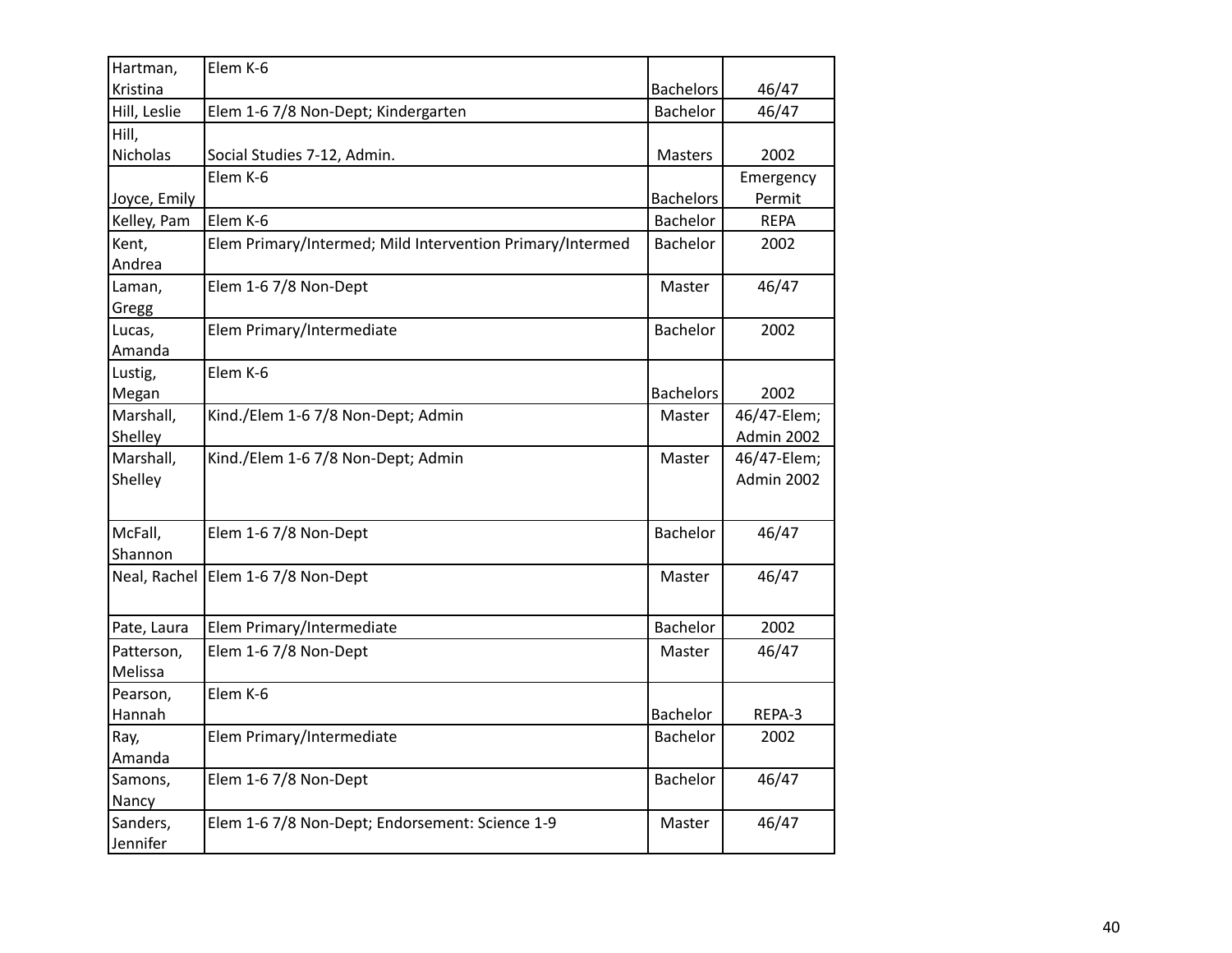| Hartman, Kristina | Elem K-6 | Bachelors | 46/47 |
|---|---|---|---|
| Hill, Leslie | Elem 1-6 7/8 Non-Dept; Kindergarten | Bachelor | 46/47 |
| Hill, Nicholas | Social Studies 7-12, Admin. | Masters | 2002 |
| Joyce, Emily | Elem K-6 | Bachelors | Emergency Permit |
| Kelley, Pam | Elem K-6 | Bachelor | REPA |
| Kent, Andrea | Elem Primary/Intermed; Mild Intervention Primary/Intermed | Bachelor | 2002 |
| Laman, Gregg | Elem 1-6 7/8 Non-Dept | Master | 46/47 |
| Lucas, Amanda | Elem Primary/Intermediate | Bachelor | 2002 |
| Lustig, Megan | Elem K-6 | Bachelors | 2002 |
| Marshall, Shelley | Kind./Elem 1-6 7/8 Non-Dept; Admin | Master | 46/47-Elem; Admin 2002 |
| Marshall, Shelley | Kind./Elem 1-6 7/8 Non-Dept; Admin | Master | 46/47-Elem; Admin 2002 |
| McFall, Shannon | Elem 1-6 7/8 Non-Dept | Bachelor | 46/47 |
| Neal, Rachel | Elem 1-6 7/8 Non-Dept | Master | 46/47 |
| Pate, Laura | Elem Primary/Intermediate | Bachelor | 2002 |
| Patterson, Melissa | Elem 1-6 7/8 Non-Dept | Master | 46/47 |
| Pearson, Hannah | Elem K-6 | Bachelor | REPA-3 |
| Ray, Amanda | Elem Primary/Intermediate | Bachelor | 2002 |
| Samons, Nancy | Elem 1-6 7/8 Non-Dept | Bachelor | 46/47 |
| Sanders, Jennifer | Elem 1-6 7/8 Non-Dept; Endorsement: Science 1-9 | Master | 46/47 |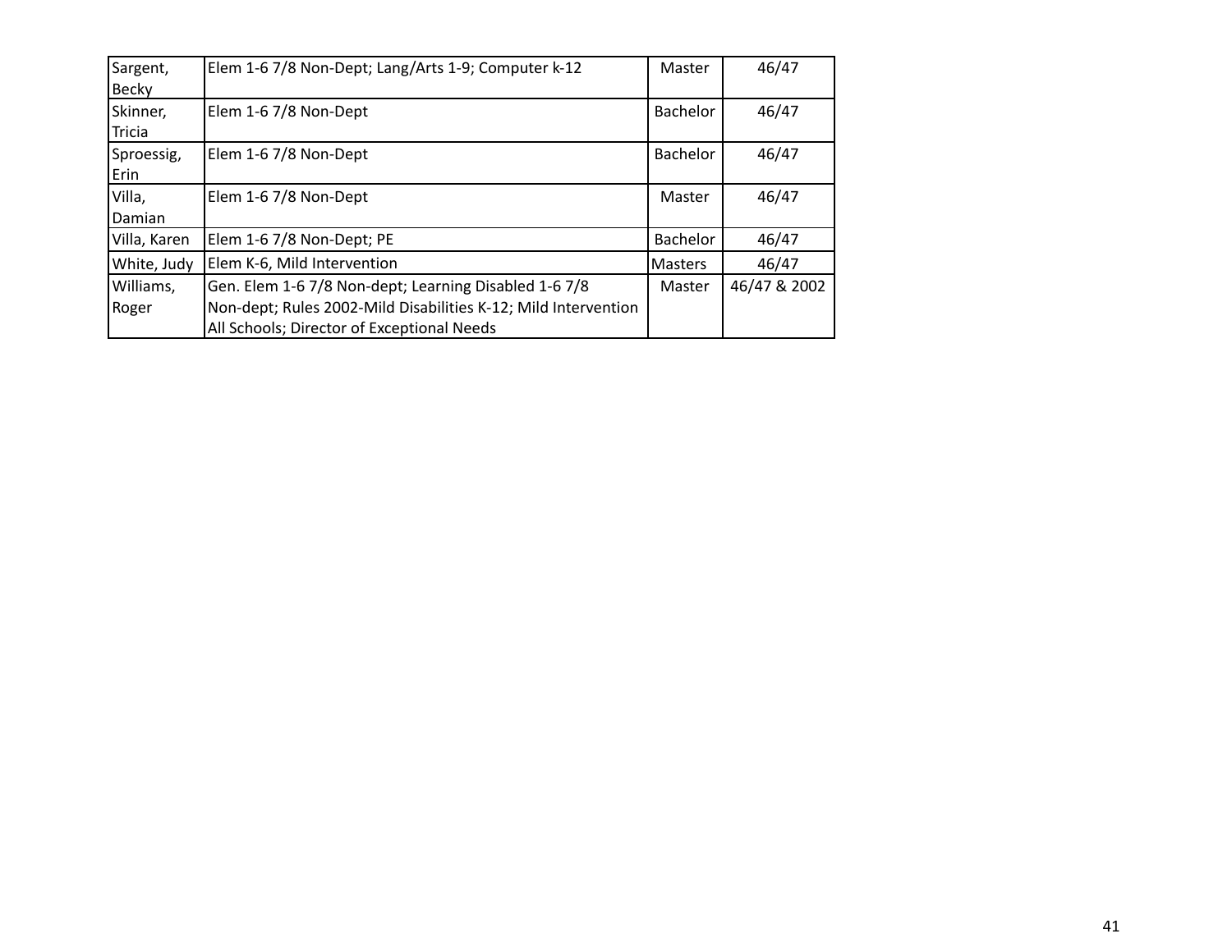| | | | |
|---|---|---|---|
| Sargent, Becky | Elem 1-6 7/8 Non-Dept; Lang/Arts 1-9; Computer k-12 | Master | 46/47 |
| Skinner, Tricia | Elem 1-6 7/8 Non-Dept | Bachelor | 46/47 |
| Sproessig, Erin | Elem 1-6 7/8 Non-Dept | Bachelor | 46/47 |
| Villa, Damian | Elem 1-6 7/8 Non-Dept | Master | 46/47 |
| Villa, Karen | Elem 1-6 7/8 Non-Dept; PE | Bachelor | 46/47 |
| White, Judy | Elem K-6, Mild Intervention | Masters | 46/47 |
| Williams, Roger | Gen. Elem 1-6 7/8 Non-dept; Learning Disabled 1-6 7/8 Non-dept; Rules 2002-Mild Disabilities K-12; Mild Intervention All Schools; Director of Exceptional Needs | Master | 46/47 & 2002 |